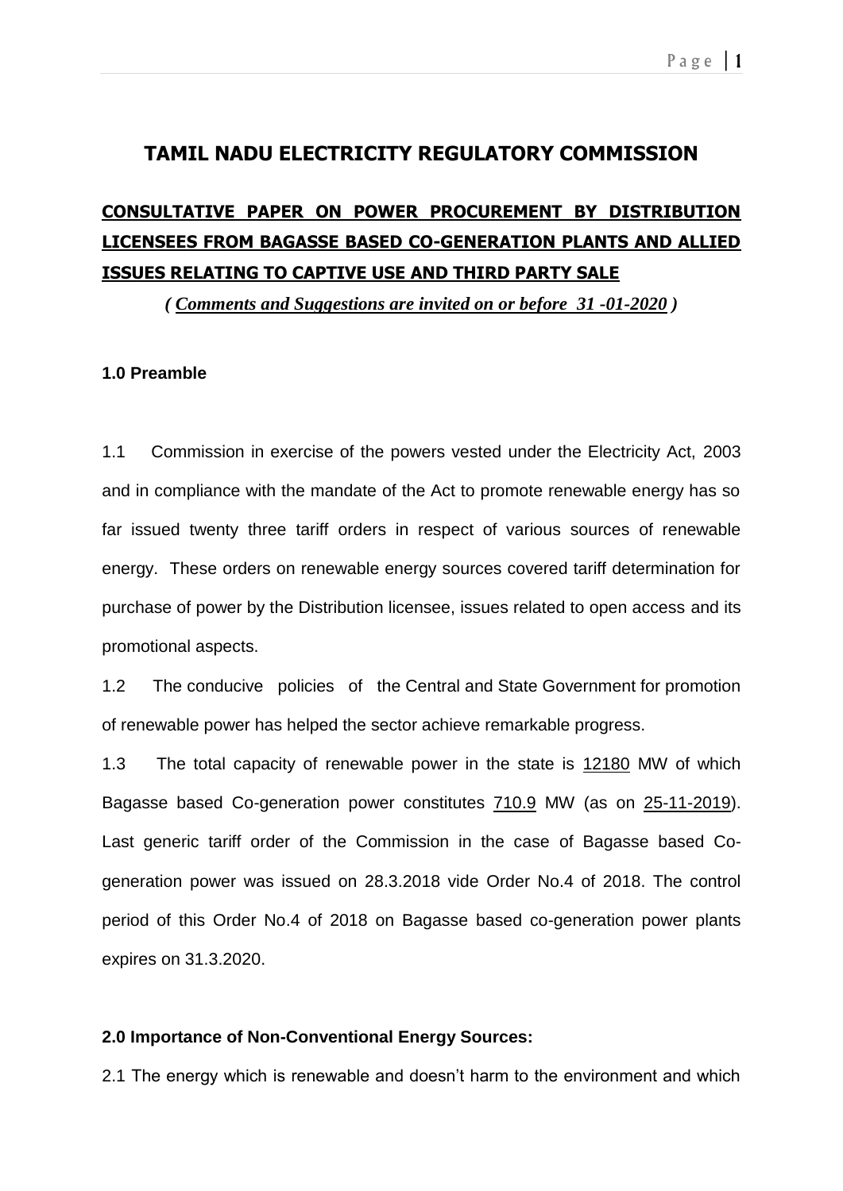# TAMIL NADU ELECTRICITY REGULATORY COMMISSION

## CONSULTATIVE PAPER ON POWER PROCUREMENT BY DISTRIBUTION LICENSEES FROM BAGASSE BASED CO-GENERATION PLANTS AND ALLIED ISSUES RELATING TO CAPTIVE USE AND THIRD PARTY SALE

*( Comments and Suggestions are invited on or before 31 -01-2020 )*

### 1.0 Preamble

1.1 Commission in exercise of the powers vested under the Electricity Act, 2003 and in compliance with the mandate of the Act to promote renewable energy has so far issued twenty three tariff orders in respect of various sources of renewable energy. These orders on renewable energy sources covered tariff determination for purchase of power by the Distribution licensee, issues related to open access and its promotional aspects.

1.2 The conducive policies of the Central and State Government for promotion of renewable power has helped the sector achieve remarkable progress.

1.3 The total capacity of renewable power in the state is 12180 MW of which Bagasse based Co-generation power constitutes 710.9 MW (as on 25-11-2019). Last generic tariff order of the Commission in the case of Bagasse based Co-generation power was issued on 28.3.2018 vide Order No.4 of 2018. The control period of this Order No.4 of 2018 on Bagasse based co-generation power plants expires on 31.3.2020.

### 2.0 Importance of Non-Conventional Energy Sources:

2.1 The energy which is renewable and doesn't harm to the environment and which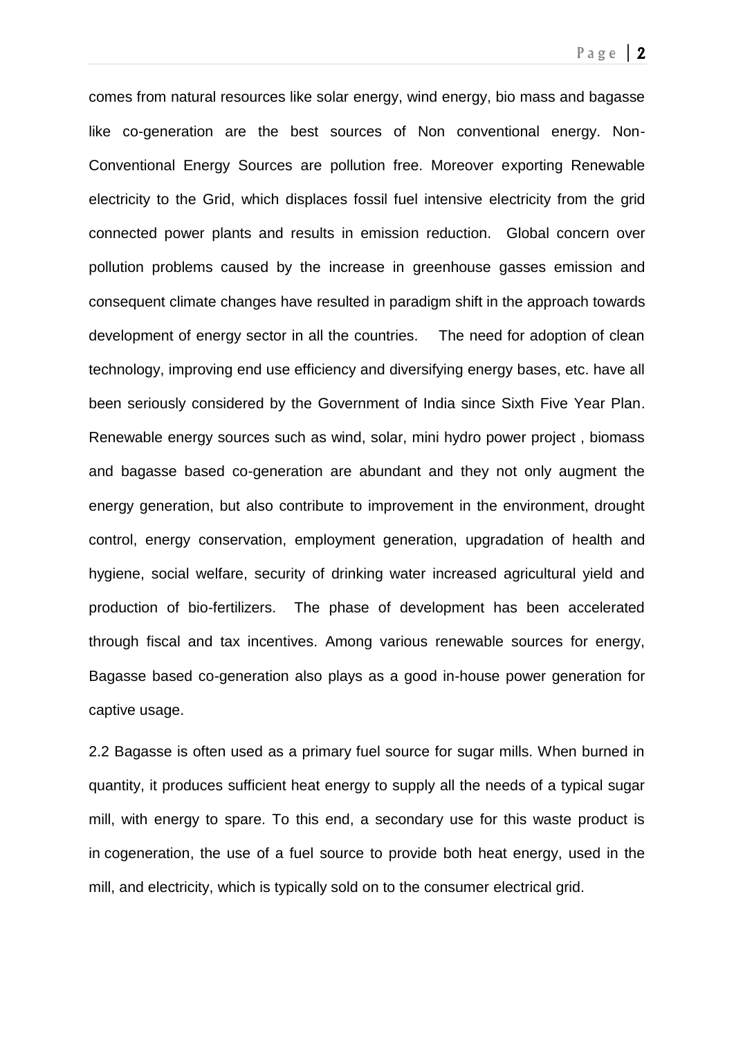comes from natural resources like solar energy, wind energy, bio mass and bagasse like co-generation are the best sources of Non conventional energy. Non-Conventional Energy Sources are pollution free. Moreover exporting Renewable electricity to the Grid, which displaces fossil fuel intensive electricity from the grid connected power plants and results in emission reduction. Global concern over pollution problems caused by the increase in greenhouse gasses emission and consequent climate changes have resulted in paradigm shift in the approach towards development of energy sector in all the countries. The need for adoption of clean technology, improving end use efficiency and diversifying energy bases, etc. have all been seriously considered by the Government of India since Sixth Five Year Plan. Renewable energy sources such as wind, solar, mini hydro power project , biomass and bagasse based co-generation are abundant and they not only augment the energy generation, but also contribute to improvement in the environment, drought control, energy conservation, employment generation, upgradation of health and hygiene, social welfare, security of drinking water increased agricultural yield and production of bio-fertilizers. The phase of development has been accelerated through fiscal and tax incentives. Among various renewable sources for energy, Bagasse based co-generation also plays as a good in-house power generation for captive usage.

2.2 Bagasse is often used as a primary fuel source for sugar mills. When burned in quantity, it produces sufficient heat energy to supply all the needs of a typical sugar mill, with energy to spare. To this end, a secondary use for this waste product is in cogeneration, the use of a fuel source to provide both heat energy, used in the mill, and electricity, which is typically sold on to the consumer electrical grid.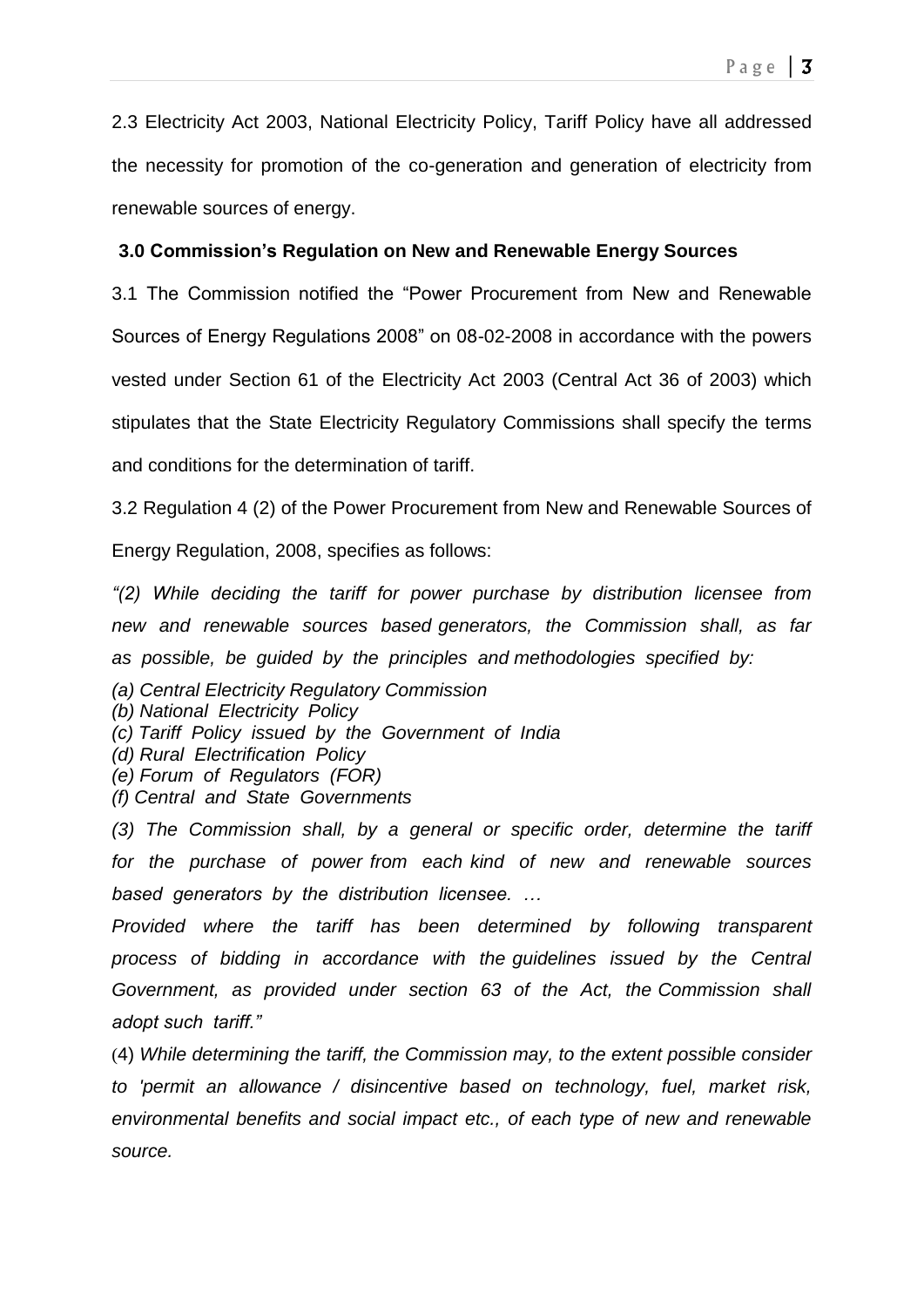2.3 Electricity Act 2003, National Electricity Policy, Tariff Policy have all addressed the necessity for promotion of the co-generation and generation of electricity from renewable sources of energy.

## 3.0 Commission's Regulation on New and Renewable Energy Sources

3.1 The Commission notified the "Power Procurement from New and Renewable Sources of Energy Regulations 2008" on 08-02-2008 in accordance with the powers vested under Section 61 of the Electricity Act 2003 (Central Act 36 of 2003) which stipulates that the State Electricity Regulatory Commissions shall specify the terms and conditions for the determination of tariff.

3.2 Regulation 4 (2) of the Power Procurement from New and Renewable Sources of Energy Regulation, 2008, specifies as follows:

*"(2) While deciding the tariff for power purchase by distribution licensee from new and renewable sources based generators, the Commission shall, as far as possible, be guided by the principles and methodologies specified by:*

*(a) Central Electricity Regulatory Commission*
*(b) National Electricity Policy*
*(c) Tariff Policy issued by the Government of India*
*(d) Rural Electrification Policy*
*(e) Forum of Regulators (FOR)*
*(f) Central and State Governments*

*(3) The Commission shall, by a general or specific order, determine the tariff for the purchase of power from each kind of new and renewable sources based generators by the distribution licensee. …*

*Provided where the tariff has been determined by following transparent process of bidding in accordance with the guidelines issued by the Central Government, as provided under section 63 of the Act, the Commission shall adopt such tariff."*

(4) *While determining the tariff, the Commission may, to the extent possible consider to 'permit an allowance / disincentive based on technology, fuel, market risk, environmental benefits and social impact etc., of each type of new and renewable source.*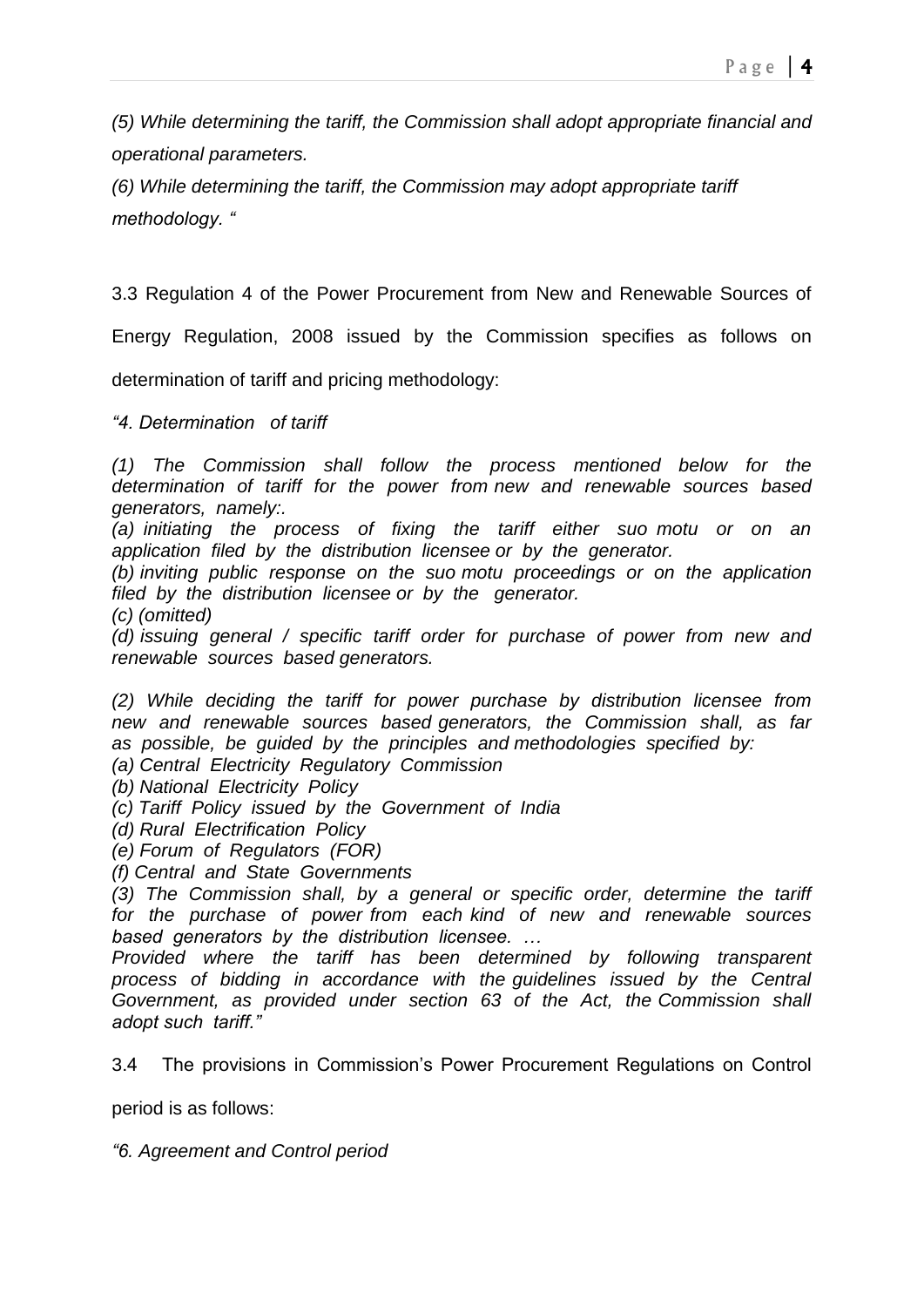*(5) While determining the tariff, the Commission shall adopt appropriate financial and operational parameters.*

*(6) While determining the tariff, the Commission may adopt appropriate tariff methodology. "*

3.3 Regulation 4 of the Power Procurement from New and Renewable Sources of Energy Regulation, 2008 issued by the Commission specifies as follows on determination of tariff and pricing methodology:

*"4. Determination of tariff*

*(1) The Commission shall follow the process mentioned below for the determination of tariff for the power from new and renewable sources based generators, namely:.*

*(a) initiating the process of fixing the tariff either suo motu or on an application filed by the distribution licensee or by the generator.*

*(b) inviting public response on the suo motu proceedings or on the application filed by the distribution licensee or by the generator.*

*(c) (omitted)*

*(d) issuing general / specific tariff order for purchase of power from new and renewable sources based generators.*

*(2) While deciding the tariff for power purchase by distribution licensee from new and renewable sources based generators, the Commission shall, as far as possible, be guided by the principles and methodologies specified by:*

*(a) Central Electricity Regulatory Commission*

*(b) National Electricity Policy*

*(c) Tariff Policy issued by the Government of India*

*(d) Rural Electrification Policy*

*(e) Forum of Regulators (FOR)*

*(f) Central and State Governments*

*(3) The Commission shall, by a general or specific order, determine the tariff for the purchase of power from each kind of new and renewable sources based generators by the distribution licensee. …*

*Provided where the tariff has been determined by following transparent process of bidding in accordance with the guidelines issued by the Central Government, as provided under section 63 of the Act, the Commission shall adopt such tariff."*

3.4 The provisions in Commission's Power Procurement Regulations on Control period is as follows:

*"6. Agreement and Control period*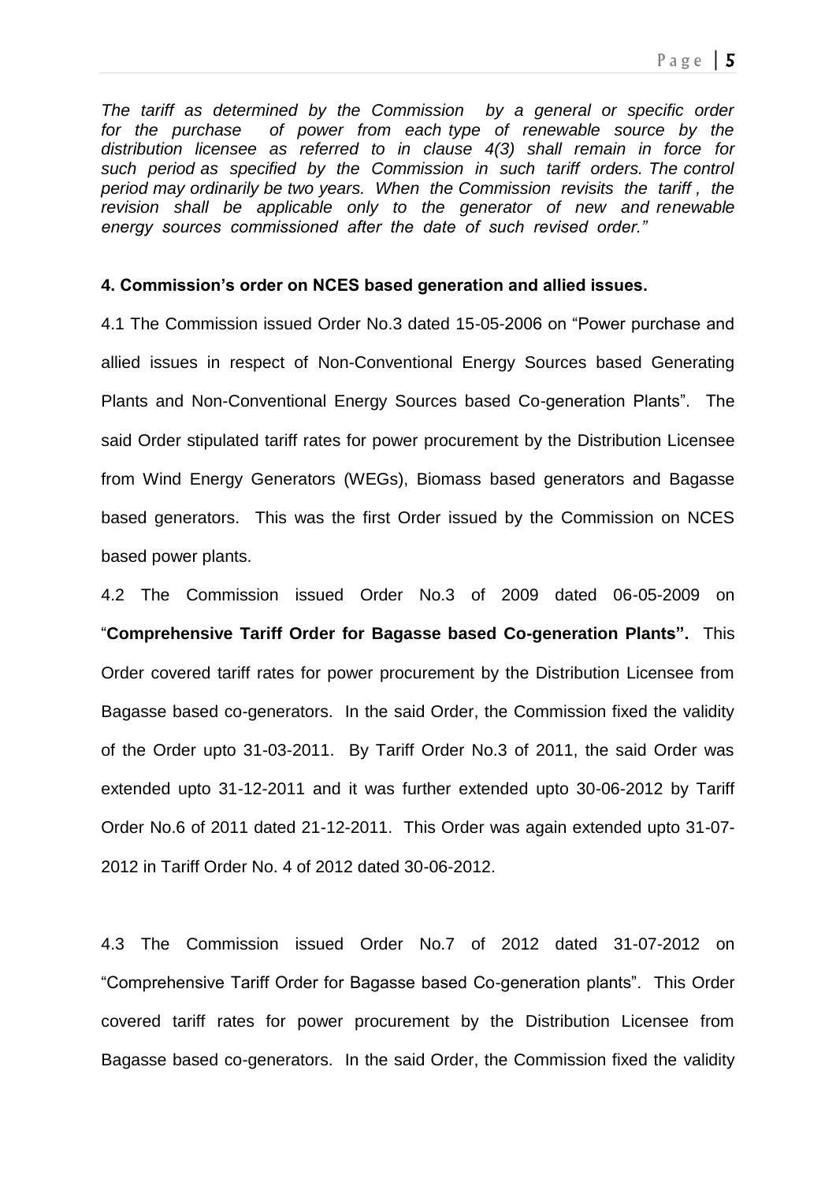*The tariff as determined by the Commission by a general or specific order for the purchase of power from each type of renewable source by the distribution licensee as referred to in clause 4(3) shall remain in force for such period as specified by the Commission in such tariff orders. The control period may ordinarily be two years. When the Commission revisits the tariff , the revision shall be applicable only to the generator of new and renewable energy sources commissioned after the date of such revised order."*

**4. Commission's order on NCES based generation and allied issues.**

4.1 The Commission issued Order No.3 dated 15-05-2006 on "Power purchase and allied issues in respect of Non-Conventional Energy Sources based Generating Plants and Non-Conventional Energy Sources based Co-generation Plants". The said Order stipulated tariff rates for power procurement by the Distribution Licensee from Wind Energy Generators (WEGs), Biomass based generators and Bagasse based generators. This was the first Order issued by the Commission on NCES based power plants.

4.2 The Commission issued Order No.3 of 2009 dated 06-05-2009 on "**Comprehensive Tariff Order for Bagasse based Co-generation Plants".** This Order covered tariff rates for power procurement by the Distribution Licensee from Bagasse based co-generators. In the said Order, the Commission fixed the validity of the Order upto 31-03-2011. By Tariff Order No.3 of 2011, the said Order was extended upto 31-12-2011 and it was further extended upto 30-06-2012 by Tariff Order No.6 of 2011 dated 21-12-2011. This Order was again extended upto 31-07-2012 in Tariff Order No. 4 of 2012 dated 30-06-2012.

4.3 The Commission issued Order No.7 of 2012 dated 31-07-2012 on "Comprehensive Tariff Order for Bagasse based Co-generation plants". This Order covered tariff rates for power procurement by the Distribution Licensee from Bagasse based co-generators. In the said Order, the Commission fixed the validity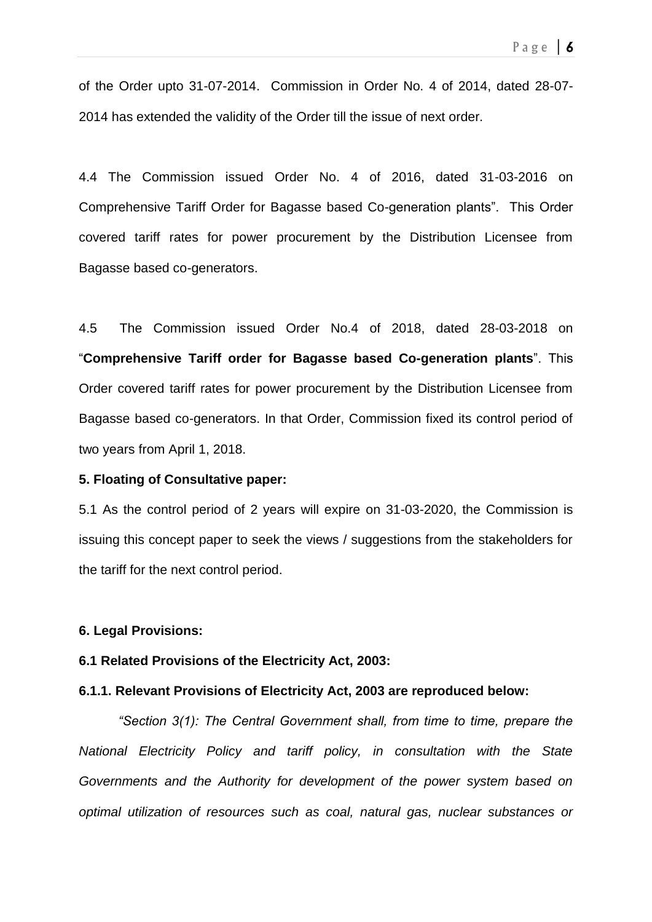of the Order upto 31-07-2014. Commission in Order No. 4 of 2014, dated 28-07-2014 has extended the validity of the Order till the issue of next order.

4.4 The Commission issued Order No. 4 of 2016, dated 31-03-2016 on Comprehensive Tariff Order for Bagasse based Co-generation plants". This Order covered tariff rates for power procurement by the Distribution Licensee from Bagasse based co-generators.

4.5 The Commission issued Order No.4 of 2018, dated 28-03-2018 on "**Comprehensive Tariff order for Bagasse based Co-generation plants**". This Order covered tariff rates for power procurement by the Distribution Licensee from Bagasse based co-generators. In that Order, Commission fixed its control period of two years from April 1, 2018.

**5. Floating of Consultative paper:**

5.1 As the control period of 2 years will expire on 31-03-2020, the Commission is issuing this concept paper to seek the views / suggestions from the stakeholders for the tariff for the next control period.

**6. Legal Provisions:**

**6.1 Related Provisions of the Electricity Act, 2003:**

**6.1.1. Relevant Provisions of Electricity Act, 2003 are reproduced below:**

*"Section 3(1): The Central Government shall, from time to time, prepare the National Electricity Policy and tariff policy, in consultation with the State Governments and the Authority for development of the power system based on optimal utilization of resources such as coal, natural gas, nuclear substances or*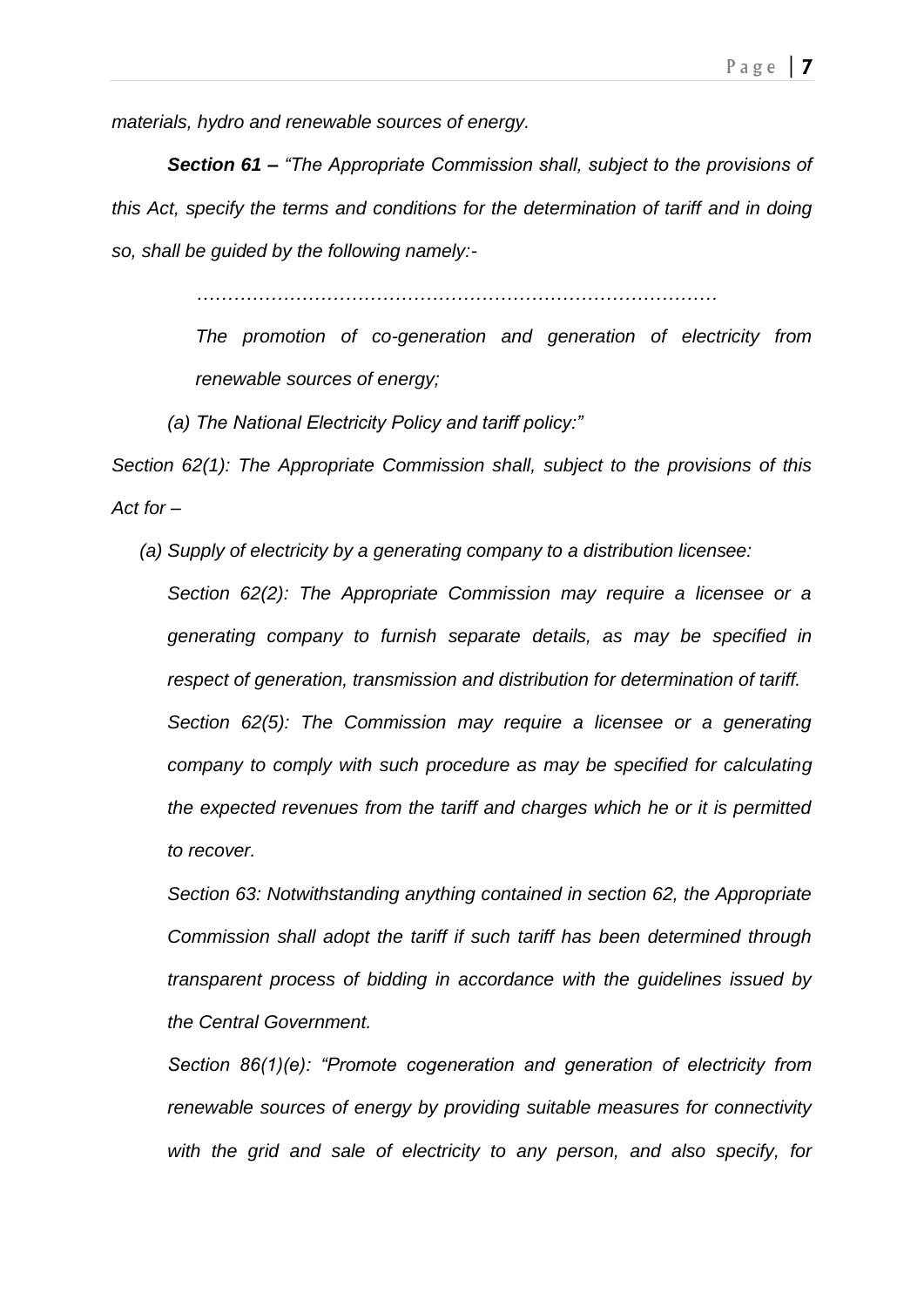*materials, hydro and renewable sources of energy.*

***Section 61 –*** *"The Appropriate Commission shall, subject to the provisions of this Act, specify the terms and conditions for the determination of tariff and in doing so, shall be guided by the following namely:-*

> *…………………………………………………………………………*
>
> *The promotion of co-generation and generation of electricity from renewable sources of energy;*

*(a) The National Electricity Policy and tariff policy:"*

*Section 62(1): The Appropriate Commission shall, subject to the provisions of this Act for –*

*(a) Supply of electricity by a generating company to a distribution licensee:*

*Section 62(2): The Appropriate Commission may require a licensee or a generating company to furnish separate details, as may be specified in respect of generation, transmission and distribution for determination of tariff.*

*Section 62(5): The Commission may require a licensee or a generating company to comply with such procedure as may be specified for calculating the expected revenues from the tariff and charges which he or it is permitted to recover.*

*Section 63: Notwithstanding anything contained in section 62, the Appropriate Commission shall adopt the tariff if such tariff has been determined through transparent process of bidding in accordance with the guidelines issued by the Central Government.*

*Section 86(1)(e): "Promote cogeneration and generation of electricity from renewable sources of energy by providing suitable measures for connectivity with the grid and sale of electricity to any person, and also specify, for*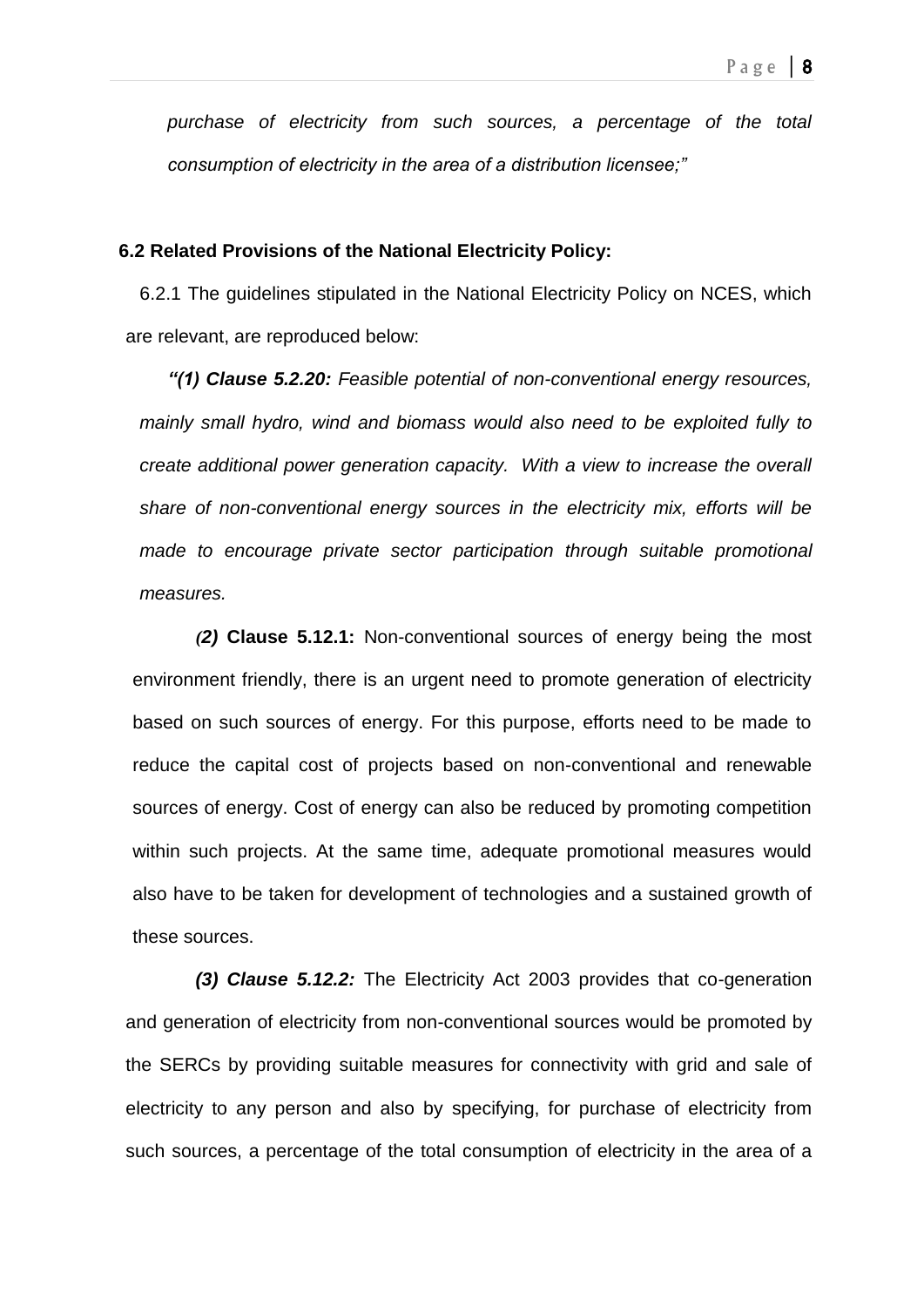*purchase of electricity from such sources, a percentage of the total consumption of electricity in the area of a distribution licensee;"*

**6.2 Related Provisions of the National Electricity Policy:**

6.2.1 The guidelines stipulated in the National Electricity Policy on NCES, which are relevant, are reproduced below:

***"(1) Clause 5.2.20:*** *Feasible potential of non-conventional energy resources, mainly small hydro, wind and biomass would also need to be exploited fully to create additional power generation capacity. With a view to increase the overall share of non-conventional energy sources in the electricity mix, efforts will be made to encourage private sector participation through suitable promotional measures.*

***(2)*** **Clause 5.12.1:** Non-conventional sources of energy being the most environment friendly, there is an urgent need to promote generation of electricity based on such sources of energy. For this purpose, efforts need to be made to reduce the capital cost of projects based on non-conventional and renewable sources of energy. Cost of energy can also be reduced by promoting competition within such projects. At the same time, adequate promotional measures would also have to be taken for development of technologies and a sustained growth of these sources.

***(3) Clause 5.12.2:*** The Electricity Act 2003 provides that co-generation and generation of electricity from non-conventional sources would be promoted by the SERCs by providing suitable measures for connectivity with grid and sale of electricity to any person and also by specifying, for purchase of electricity from such sources, a percentage of the total consumption of electricity in the area of a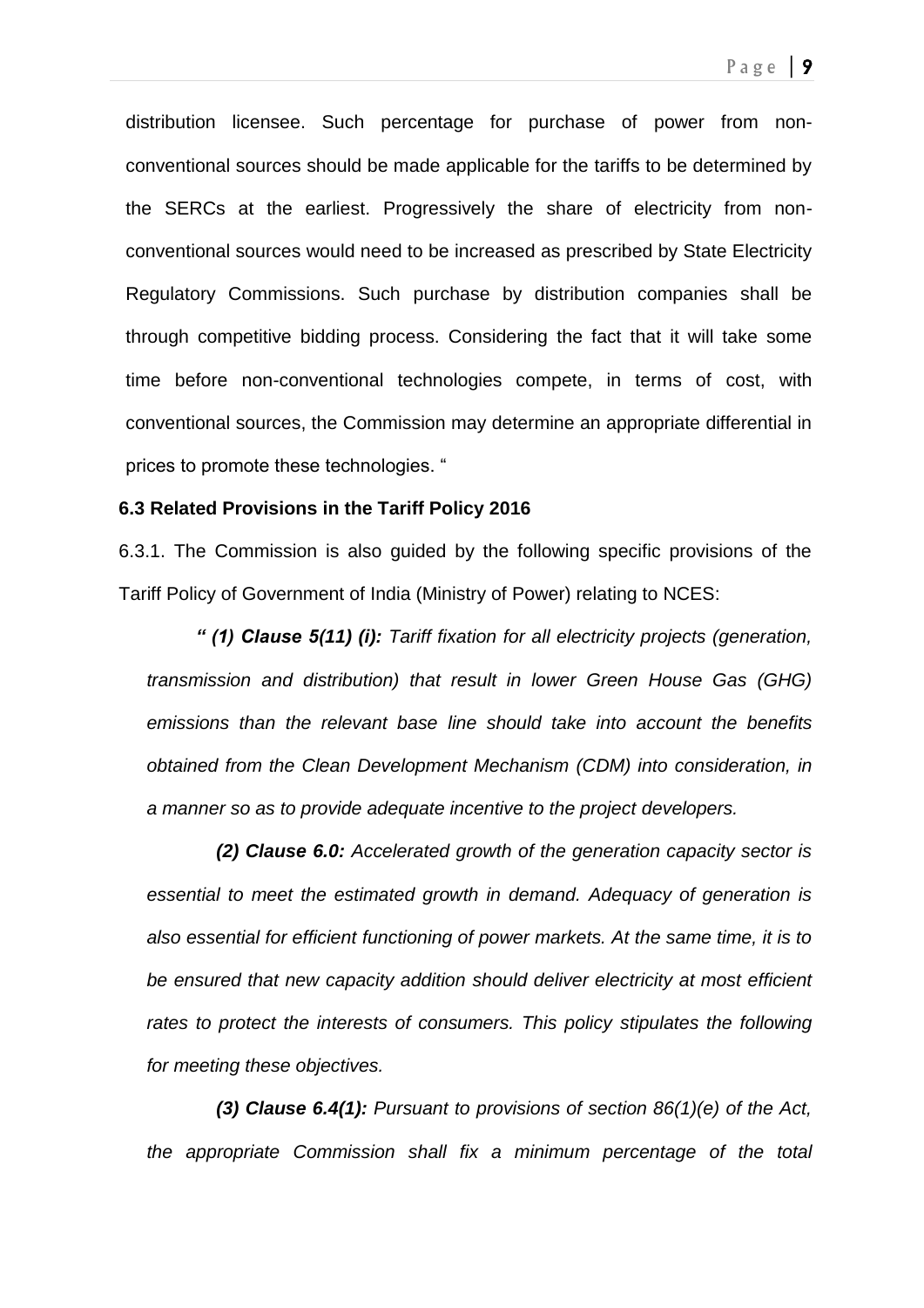distribution licensee. Such percentage for purchase of power from non-conventional sources should be made applicable for the tariffs to be determined by the SERCs at the earliest. Progressively the share of electricity from non-conventional sources would need to be increased as prescribed by State Electricity Regulatory Commissions. Such purchase by distribution companies shall be through competitive bidding process. Considering the fact that it will take some time before non-conventional technologies compete, in terms of cost, with conventional sources, the Commission may determine an appropriate differential in prices to promote these technologies. "

**6.3 Related Provisions in the Tariff Policy 2016**

6.3.1. The Commission is also guided by the following specific provisions of the Tariff Policy of Government of India (Ministry of Power) relating to NCES:

*" **(1) Clause 5(11) (i):** Tariff fixation for all electricity projects (generation, transmission and distribution) that result in lower Green House Gas (GHG) emissions than the relevant base line should take into account the benefits obtained from the Clean Development Mechanism (CDM) into consideration, in a manner so as to provide adequate incentive to the project developers.*

*__(2) Clause 6.0:__ Accelerated growth of the generation capacity sector is essential to meet the estimated growth in demand. Adequacy of generation is also essential for efficient functioning of power markets. At the same time, it is to be ensured that new capacity addition should deliver electricity at most efficient rates to protect the interests of consumers. This policy stipulates the following for meeting these objectives.*

*__(3) Clause 6.4(1):__ Pursuant to provisions of section 86(1)(e) of the Act, the appropriate Commission shall fix a minimum percentage of the total*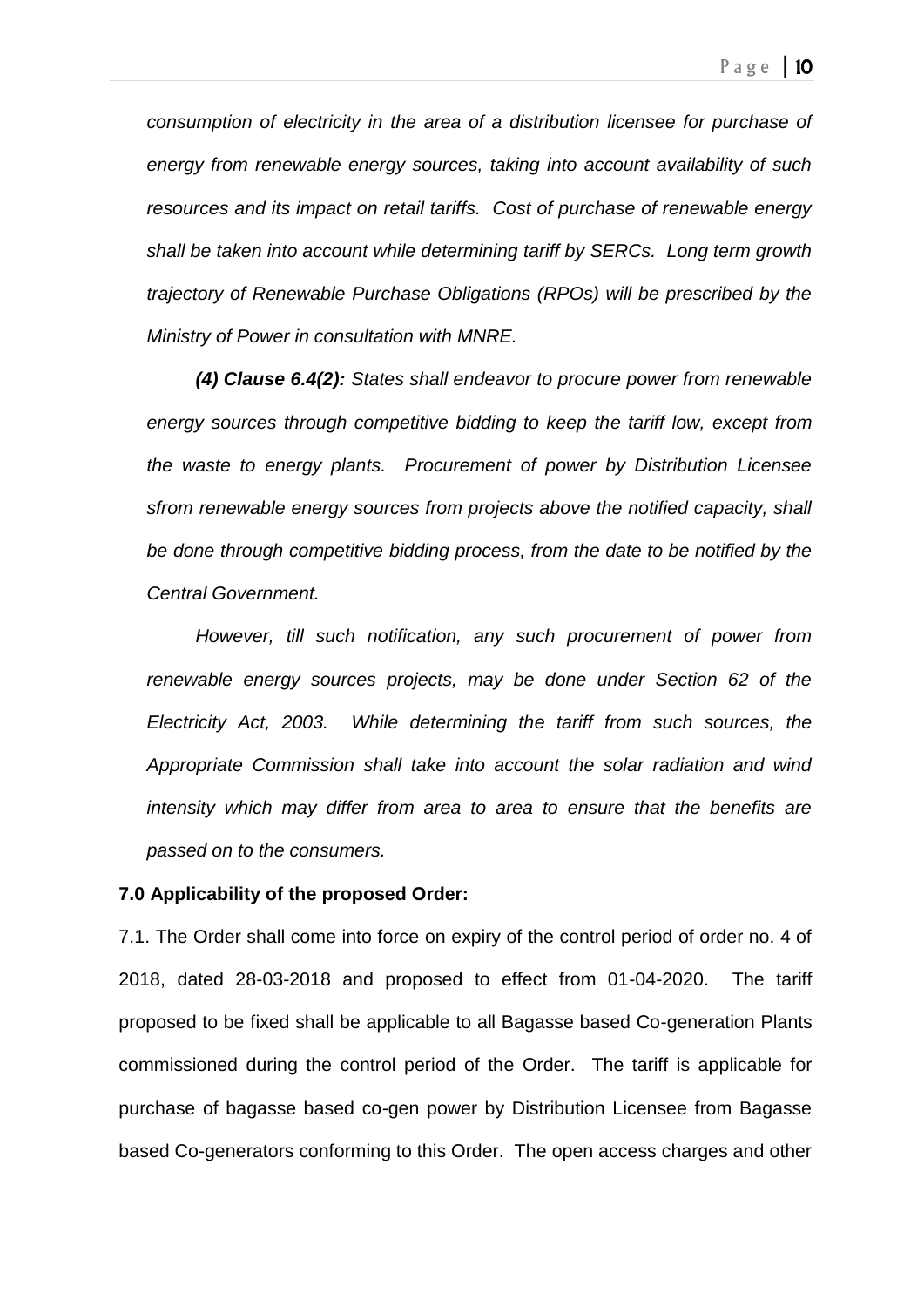*consumption of electricity in the area of a distribution licensee for purchase of energy from renewable energy sources, taking into account availability of such resources and its impact on retail tariffs. Cost of purchase of renewable energy shall be taken into account while determining tariff by SERCs. Long term growth trajectory of Renewable Purchase Obligations (RPOs) will be prescribed by the Ministry of Power in consultation with MNRE.*

***(4) Clause 6.4(2):*** *States shall endeavor to procure power from renewable energy sources through competitive bidding to keep the tariff low, except from the waste to energy plants. Procurement of power by Distribution Licensee sfrom renewable energy sources from projects above the notified capacity, shall be done through competitive bidding process, from the date to be notified by the Central Government.*

*However, till such notification, any such procurement of power from renewable energy sources projects, may be done under Section 62 of the Electricity Act, 2003. While determining the tariff from such sources, the Appropriate Commission shall take into account the solar radiation and wind intensity which may differ from area to area to ensure that the benefits are passed on to the consumers.*

**7.0 Applicability of the proposed Order:**

7.1. The Order shall come into force on expiry of the control period of order no. 4 of 2018, dated 28-03-2018 and proposed to effect from 01-04-2020. The tariff proposed to be fixed shall be applicable to all Bagasse based Co-generation Plants commissioned during the control period of the Order. The tariff is applicable for purchase of bagasse based co-gen power by Distribution Licensee from Bagasse based Co-generators conforming to this Order. The open access charges and other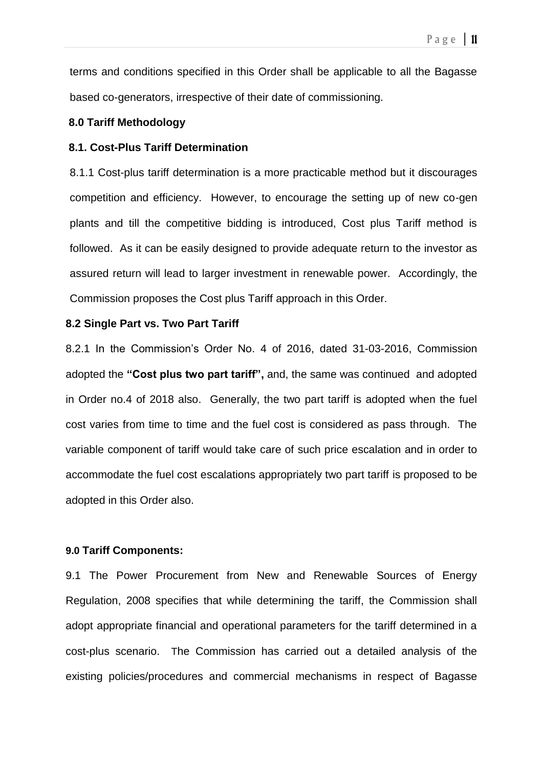terms and conditions specified in this Order shall be applicable to all the Bagasse based co-generators, irrespective of their date of commissioning.

## 8.0 Tariff Methodology

### 8.1. Cost-Plus Tariff Determination

8.1.1 Cost-plus tariff determination is a more practicable method but it discourages competition and efficiency. However, to encourage the setting up of new co-gen plants and till the competitive bidding is introduced, Cost plus Tariff method is followed. As it can be easily designed to provide adequate return to the investor as assured return will lead to larger investment in renewable power. Accordingly, the Commission proposes the Cost plus Tariff approach in this Order.

### 8.2 Single Part vs. Two Part Tariff

8.2.1 In the Commission's Order No. 4 of 2016, dated 31-03-2016, Commission adopted the **"Cost plus two part tariff",** and, the same was continued and adopted in Order no.4 of 2018 also. Generally, the two part tariff is adopted when the fuel cost varies from time to time and the fuel cost is considered as pass through. The variable component of tariff would take care of such price escalation and in order to accommodate the fuel cost escalations appropriately two part tariff is proposed to be adopted in this Order also.

## 9.0 Tariff Components:

9.1 The Power Procurement from New and Renewable Sources of Energy Regulation, 2008 specifies that while determining the tariff, the Commission shall adopt appropriate financial and operational parameters for the tariff determined in a cost-plus scenario. The Commission has carried out a detailed analysis of the existing policies/procedures and commercial mechanisms in respect of Bagasse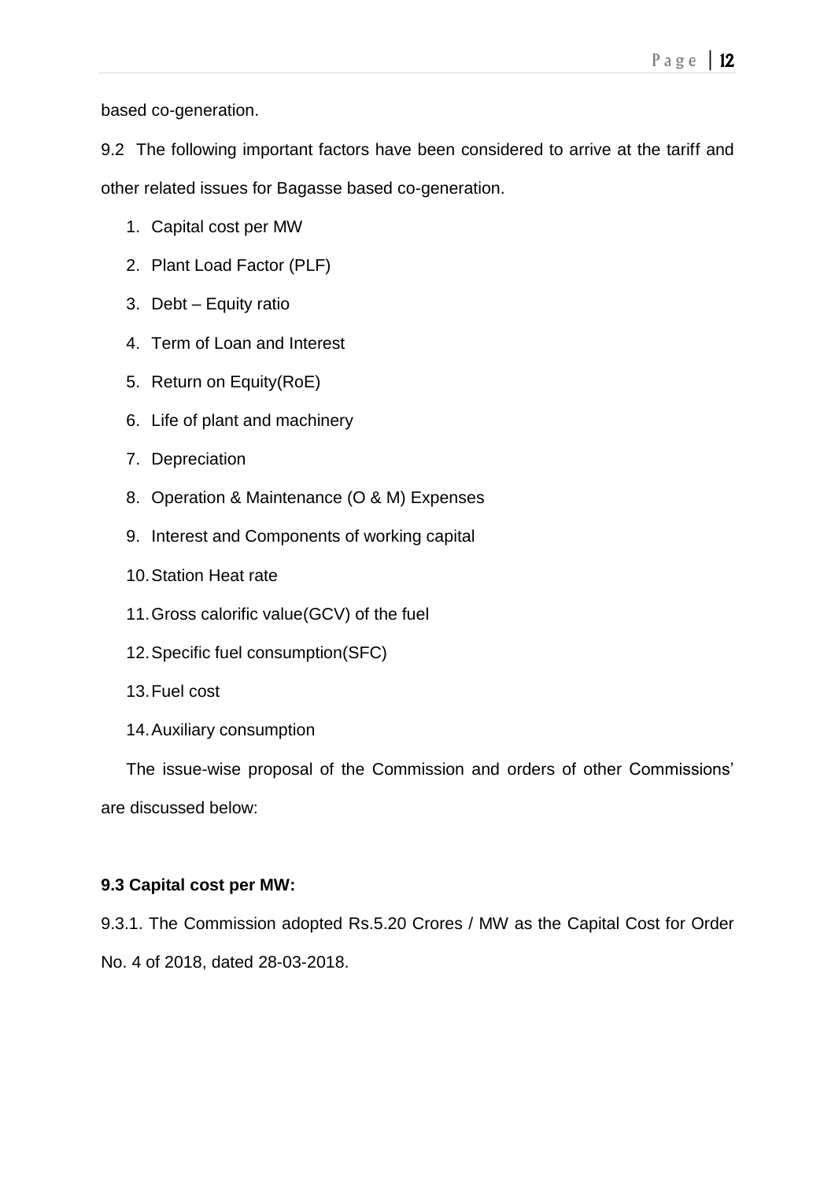based co-generation.

9.2 The following important factors have been considered to arrive at the tariff and other related issues for Bagasse based co-generation.

1. Capital cost per MW
2. Plant Load Factor (PLF)
3. Debt – Equity ratio
4. Term of Loan and Interest
5. Return on Equity(RoE)
6. Life of plant and machinery
7. Depreciation
8. Operation & Maintenance (O & M) Expenses
9. Interest and Components of working capital
10. Station Heat rate
11. Gross calorific value(GCV) of the fuel
12. Specific fuel consumption(SFC)
13. Fuel cost
14. Auxiliary consumption

The issue-wise proposal of the Commission and orders of other Commissions' are discussed below:

**9.3 Capital cost per MW:**

9.3.1. The Commission adopted Rs.5.20 Crores / MW as the Capital Cost for Order No. 4 of 2018, dated 28-03-2018.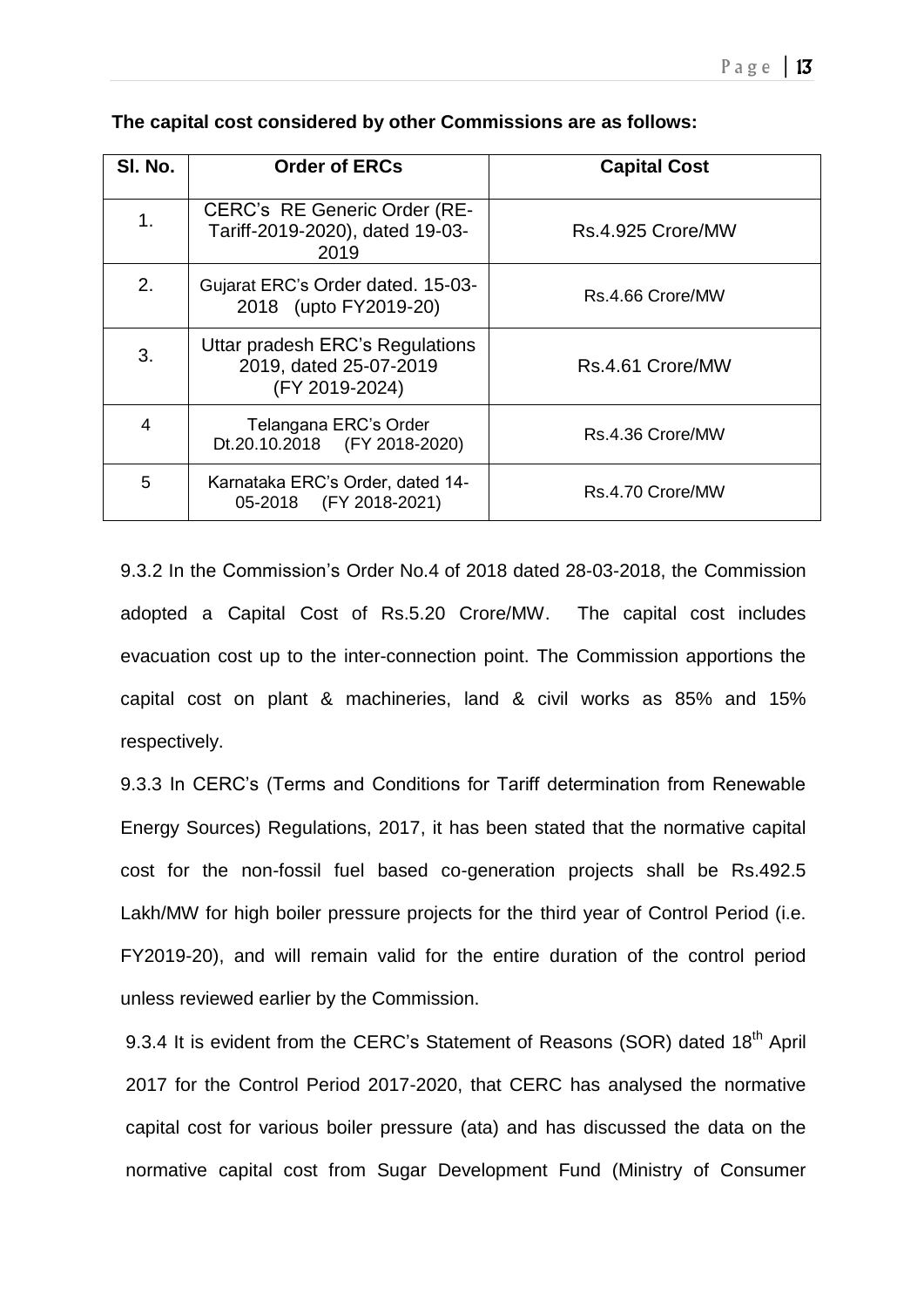**The capital cost considered by other Commissions are as follows:**

| Sl. No. | Order of ERCs | Capital Cost |
|---|---|---|
| 1. | CERC's RE Generic Order (RE-Tariff-2019-2020), dated 19-03-2019 | Rs.4.925 Crore/MW |
| 2. | Gujarat ERC's Order dated. 15-03-2018 (upto FY2019-20) | Rs.4.66 Crore/MW |
| 3. | Uttar pradesh ERC's Regulations 2019, dated 25-07-2019 (FY 2019-2024) | Rs.4.61 Crore/MW |
| 4 | Telangana ERC's Order Dt.20.10.2018 (FY 2018-2020) | Rs.4.36 Crore/MW |
| 5 | Karnataka ERC's Order, dated 14-05-2018 (FY 2018-2021) | Rs.4.70 Crore/MW |

9.3.2 In the Commission's Order No.4 of 2018 dated 28-03-2018, the Commission adopted a Capital Cost of Rs.5.20 Crore/MW. The capital cost includes evacuation cost up to the inter-connection point. The Commission apportions the capital cost on plant & machineries, land & civil works as 85% and 15% respectively.

9.3.3 In CERC's (Terms and Conditions for Tariff determination from Renewable Energy Sources) Regulations, 2017, it has been stated that the normative capital cost for the non-fossil fuel based co-generation projects shall be Rs.492.5 Lakh/MW for high boiler pressure projects for the third year of Control Period (i.e. FY2019-20), and will remain valid for the entire duration of the control period unless reviewed earlier by the Commission.

9.3.4 It is evident from the CERC's Statement of Reasons (SOR) dated 18th April 2017 for the Control Period 2017-2020, that CERC has analysed the normative capital cost for various boiler pressure (ata) and has discussed the data on the normative capital cost from Sugar Development Fund (Ministry of Consumer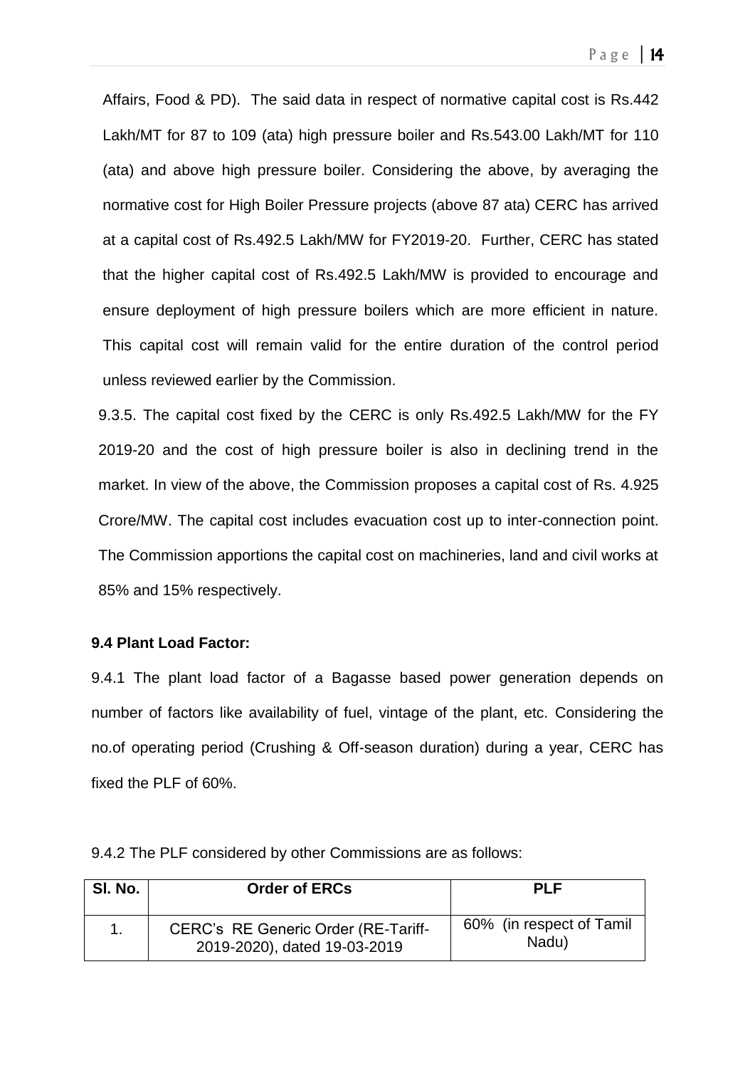Affairs, Food & PD). The said data in respect of normative capital cost is Rs.442 Lakh/MT for 87 to 109 (ata) high pressure boiler and Rs.543.00 Lakh/MT for 110 (ata) and above high pressure boiler. Considering the above, by averaging the normative cost for High Boiler Pressure projects (above 87 ata) CERC has arrived at a capital cost of Rs.492.5 Lakh/MW for FY2019-20. Further, CERC has stated that the higher capital cost of Rs.492.5 Lakh/MW is provided to encourage and ensure deployment of high pressure boilers which are more efficient in nature. This capital cost will remain valid for the entire duration of the control period unless reviewed earlier by the Commission.

9.3.5. The capital cost fixed by the CERC is only Rs.492.5 Lakh/MW for the FY 2019-20 and the cost of high pressure boiler is also in declining trend in the market. In view of the above, the Commission proposes a capital cost of Rs. 4.925 Crore/MW. The capital cost includes evacuation cost up to inter-connection point. The Commission apportions the capital cost on machineries, land and civil works at 85% and 15% respectively.

**9.4 Plant Load Factor:**

9.4.1 The plant load factor of a Bagasse based power generation depends on number of factors like availability of fuel, vintage of the plant, etc. Considering the no.of operating period (Crushing & Off-season duration) during a year, CERC has fixed the PLF of 60%.

9.4.2 The PLF considered by other Commissions are as follows:

| Sl. No. | Order of ERCs | PLF |
|---|---|---|
| 1. | CERC's RE Generic Order (RE-Tariff-2019-2020), dated 19-03-2019 | 60% (in respect of Tamil Nadu) |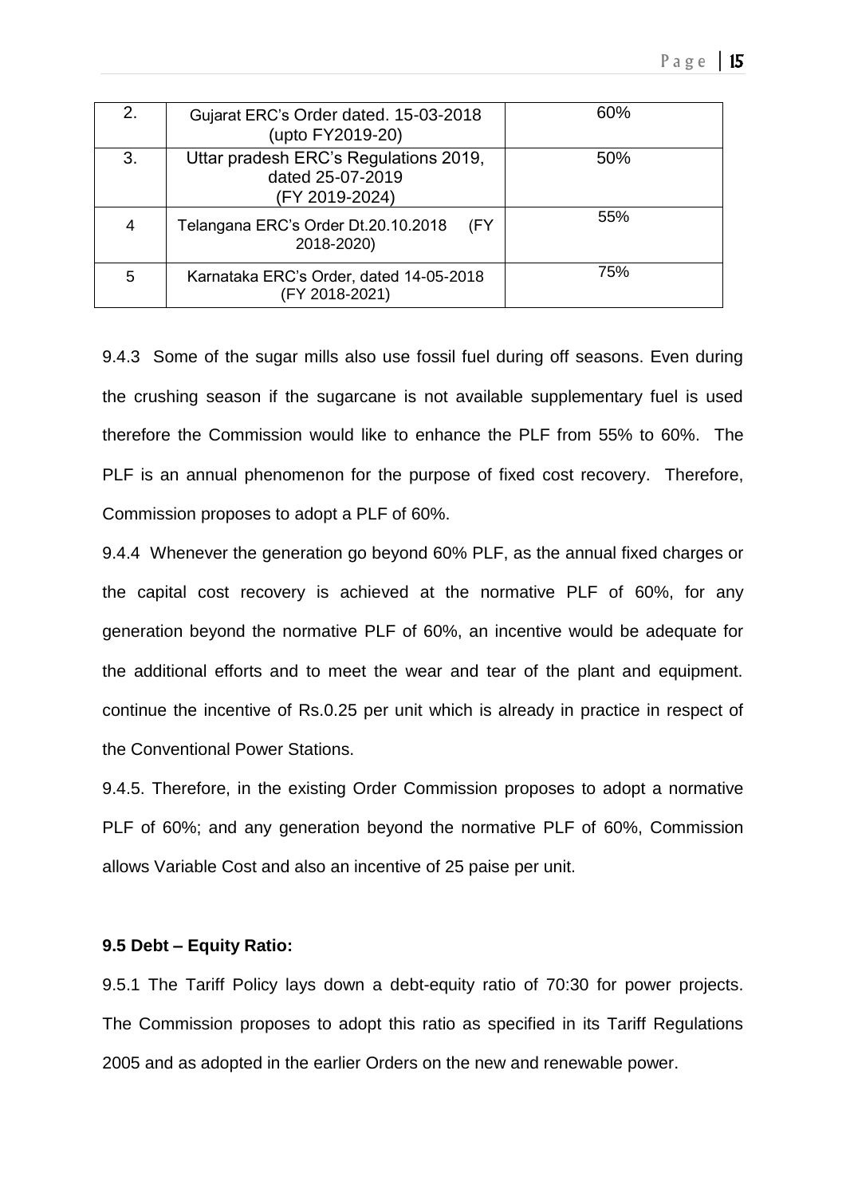| 2. | Gujarat ERC's Order dated. 15-03-2018 (upto FY2019-20) | 60% |
|---|---|---|
| 3. | Uttar pradesh ERC's Regulations 2019, dated 25-07-2019 (FY 2019-2024) | 50% |
| 4 | Telangana ERC's Order Dt.20.10.2018 (FY 2018-2020) | 55% |
| 5 | Karnataka ERC's Order, dated 14-05-2018 (FY 2018-2021) | 75% |

9.4.3 Some of the sugar mills also use fossil fuel during off seasons. Even during the crushing season if the sugarcane is not available supplementary fuel is used therefore the Commission would like to enhance the PLF from 55% to 60%. The PLF is an annual phenomenon for the purpose of fixed cost recovery. Therefore, Commission proposes to adopt a PLF of 60%.

9.4.4 Whenever the generation go beyond 60% PLF, as the annual fixed charges or the capital cost recovery is achieved at the normative PLF of 60%, for any generation beyond the normative PLF of 60%, an incentive would be adequate for the additional efforts and to meet the wear and tear of the plant and equipment. continue the incentive of Rs.0.25 per unit which is already in practice in respect of the Conventional Power Stations.

9.4.5. Therefore, in the existing Order Commission proposes to adopt a normative PLF of 60%; and any generation beyond the normative PLF of 60%, Commission allows Variable Cost and also an incentive of 25 paise per unit.

**9.5 Debt – Equity Ratio:**

9.5.1 The Tariff Policy lays down a debt-equity ratio of 70:30 for power projects. The Commission proposes to adopt this ratio as specified in its Tariff Regulations 2005 and as adopted in the earlier Orders on the new and renewable power.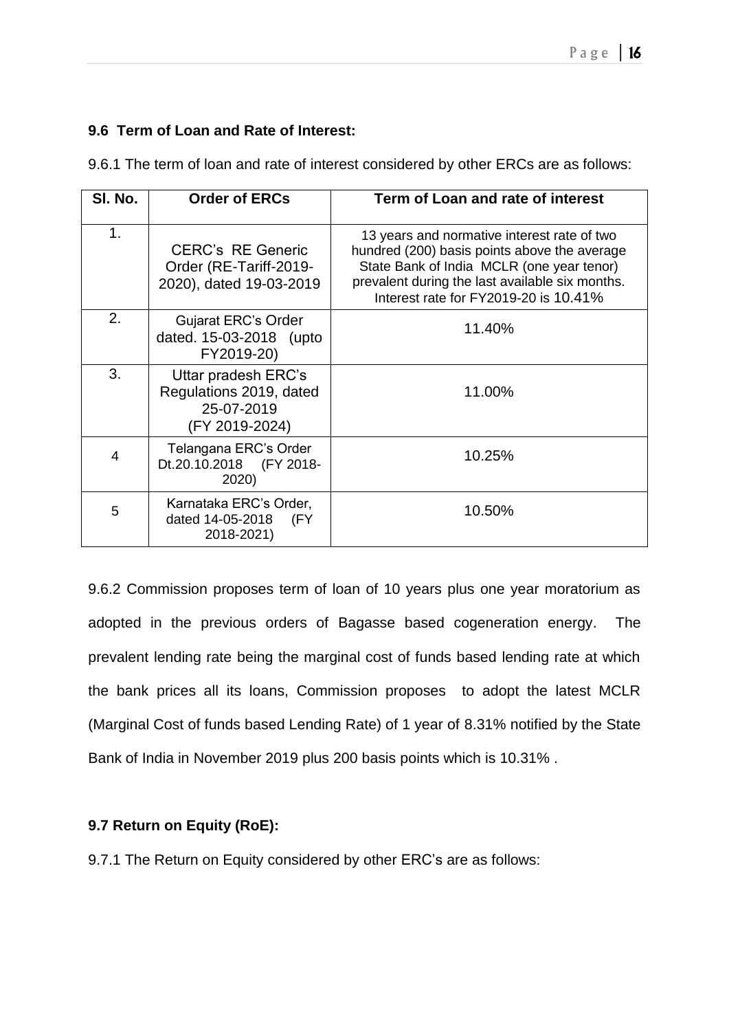### 9.6 Term of Loan and Rate of Interest:

9.6.1 The term of loan and rate of interest considered by other ERCs are as follows:

| Sl. No. | Order of ERCs | Term of Loan and rate of interest |
|---|---|---|
| 1. | CERC's RE Generic Order (RE-Tariff-2019-2020), dated 19-03-2019 | 13 years and normative interest rate of two hundred (200) basis points above the average State Bank of India MCLR (one year tenor) prevalent during the last available six months. Interest rate for FY2019-20 is 10.41% |
| 2. | Gujarat ERC's Order dated. 15-03-2018 (upto FY2019-20) | 11.40% |
| 3. | Uttar pradesh ERC's Regulations 2019, dated 25-07-2019 (FY 2019-2024) | 11.00% |
| 4 | Telangana ERC's Order Dt.20.10.2018 (FY 2018-2020) | 10.25% |
| 5 | Karnataka ERC's Order, dated 14-05-2018 (FY 2018-2021) | 10.50% |

9.6.2 Commission proposes term of loan of 10 years plus one year moratorium as adopted in the previous orders of Bagasse based cogeneration energy. The prevalent lending rate being the marginal cost of funds based lending rate at which the bank prices all its loans, Commission proposes to adopt the latest MCLR (Marginal Cost of funds based Lending Rate) of 1 year of 8.31% notified by the State Bank of India in November 2019 plus 200 basis points which is 10.31% .

### 9.7 Return on Equity (RoE):

9.7.1 The Return on Equity considered by other ERC's are as follows: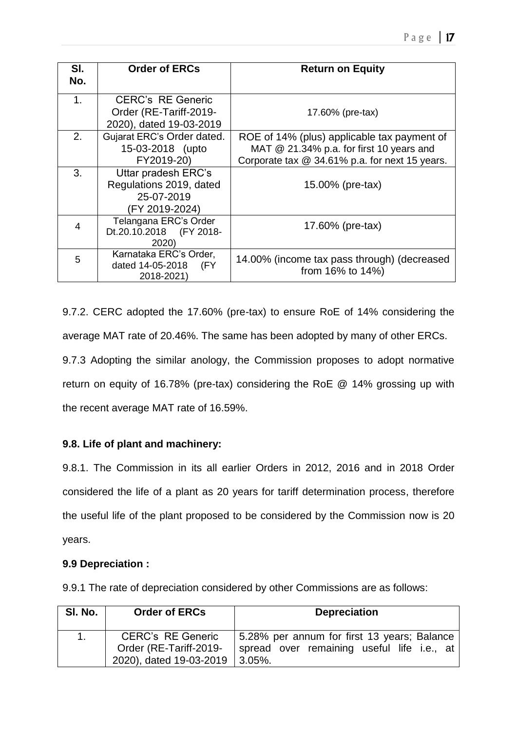| Sl. No. | Order of ERCs | Return on Equity |
|---|---|---|
| 1. | CERC's RE Generic Order (RE-Tariff-2019-2020), dated 19-03-2019 | 17.60% (pre-tax) |
| 2. | Gujarat ERC's Order dated. 15-03-2018 (upto FY2019-20) | ROE of 14% (plus) applicable tax payment of MAT @ 21.34% p.a. for first 10 years and Corporate tax @ 34.61% p.a. for next 15 years. |
| 3. | Uttar pradesh ERC's Regulations 2019, dated 25-07-2019 (FY 2019-2024) | 15.00% (pre-tax) |
| 4 | Telangana ERC's Order Dt.20.10.2018 (FY 2018-2020) | 17.60% (pre-tax) |
| 5 | Karnataka ERC's Order, dated 14-05-2018 (FY 2018-2021) | 14.00% (income tax pass through) (decreased from 16% to 14%) |

9.7.2. CERC adopted the 17.60% (pre-tax) to ensure RoE of 14% considering the average MAT rate of 20.46%. The same has been adopted by many of other ERCs.

9.7.3 Adopting the similar anology, the Commission proposes to adopt normative return on equity of 16.78% (pre-tax) considering the RoE @ 14% grossing up with the recent average MAT rate of 16.59%.

**9.8. Life of plant and machinery:**

9.8.1. The Commission in its all earlier Orders in 2012, 2016 and in 2018 Order considered the life of a plant as 20 years for tariff determination process, therefore the useful life of the plant proposed to be considered by the Commission now is 20 years.

**9.9 Depreciation :**

9.9.1 The rate of depreciation considered by other Commissions are as follows:

| Sl. No. | Order of ERCs | Depreciation |
|---|---|---|
| 1. | CERC's RE Generic Order (RE-Tariff-2019-2020), dated 19-03-2019 | 5.28% per annum for first 13 years; Balance spread over remaining useful life i.e., at 3.05%. |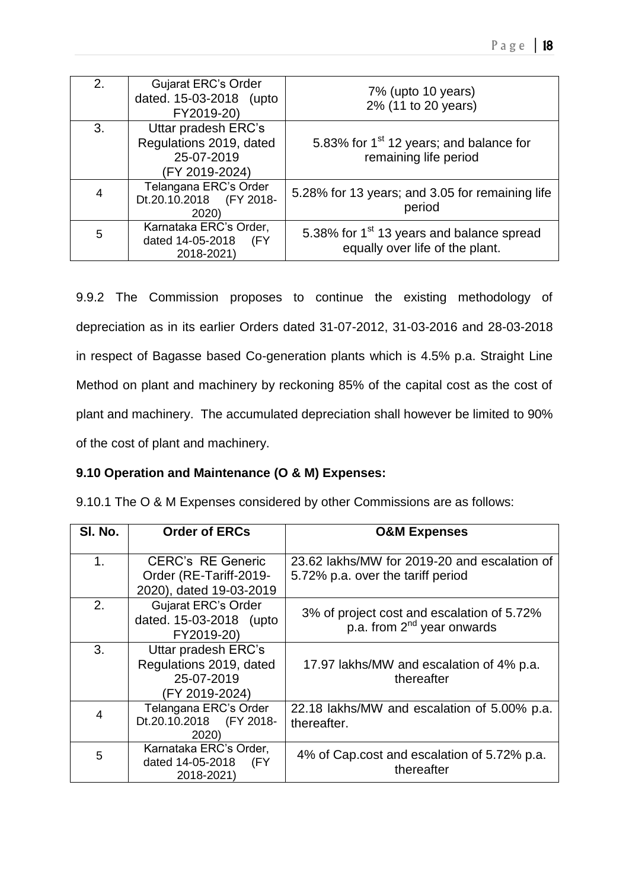| 2. | Gujarat ERC's Order dated. 15-03-2018 (upto FY2019-20) | 7% (upto 10 years)<br>2% (11 to 20 years) |
|---|---|---|
| 3. | Uttar pradesh ERC's Regulations 2019, dated 25-07-2019 (FY 2019-2024) | 5.83% for 1st 12 years; and balance for remaining life period |
| 4 | Telangana ERC's Order Dt.20.10.2018 (FY 2018-2020) | 5.28% for 13 years; and 3.05 for remaining life period |
| 5 | Karnataka ERC's Order, dated 14-05-2018 (FY 2018-2021) | 5.38% for 1st 13 years and balance spread equally over life of the plant. |

9.9.2 The Commission proposes to continue the existing methodology of depreciation as in its earlier Orders dated 31-07-2012, 31-03-2016 and 28-03-2018 in respect of Bagasse based Co-generation plants which is 4.5% p.a. Straight Line Method on plant and machinery by reckoning 85% of the capital cost as the cost of plant and machinery. The accumulated depreciation shall however be limited to 90% of the cost of plant and machinery.

**9.10 Operation and Maintenance (O & M) Expenses:**

9.10.1 The O & M Expenses considered by other Commissions are as follows:

| Sl. No. | Order of ERCs | O&M Expenses |
|---|---|---|
| 1. | CERC's RE Generic Order (RE-Tariff-2019-2020), dated 19-03-2019 | 23.62 lakhs/MW for 2019-20 and escalation of 5.72% p.a. over the tariff period |
| 2. | Gujarat ERC's Order dated. 15-03-2018 (upto FY2019-20) | 3% of project cost and escalation of 5.72% p.a. from 2nd year onwards |
| 3. | Uttar pradesh ERC's Regulations 2019, dated 25-07-2019 (FY 2019-2024) | 17.97 lakhs/MW and escalation of 4% p.a. thereafter |
| 4 | Telangana ERC's Order Dt.20.10.2018 (FY 2018-2020) | 22.18 lakhs/MW and escalation of 5.00% p.a. thereafter. |
| 5 | Karnataka ERC's Order, dated 14-05-2018 (FY 2018-2021) | 4% of Cap.cost and escalation of 5.72% p.a. thereafter |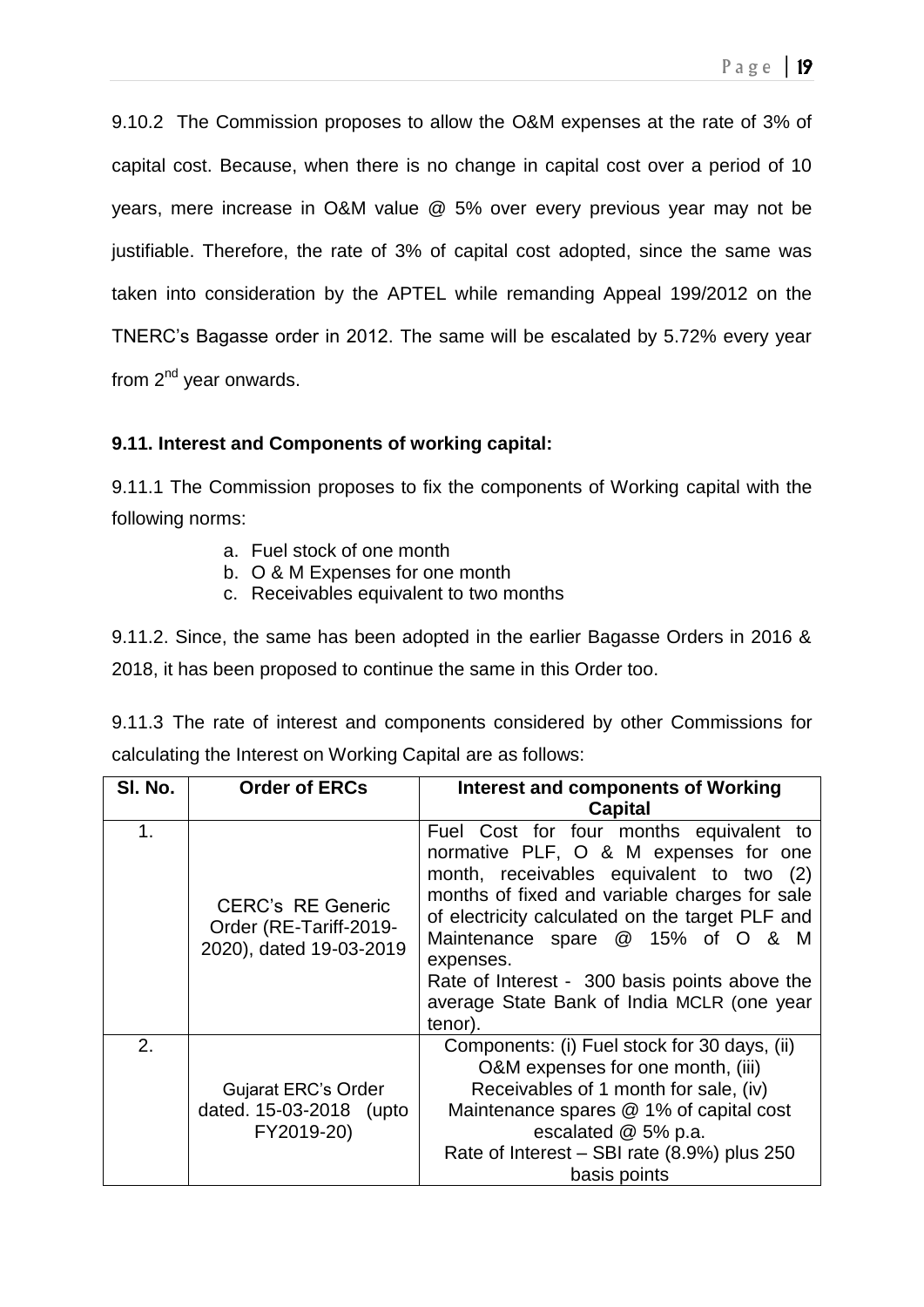9.10.2 The Commission proposes to allow the O&M expenses at the rate of 3% of capital cost. Because, when there is no change in capital cost over a period of 10 years, mere increase in O&M value @ 5% over every previous year may not be justifiable. Therefore, the rate of 3% of capital cost adopted, since the same was taken into consideration by the APTEL while remanding Appeal 199/2012 on the TNERC's Bagasse order in 2012. The same will be escalated by 5.72% every year from 2[nd] year onwards.

**9.11. Interest and Components of working capital:**

9.11.1 The Commission proposes to fix the components of Working capital with the following norms:

a. Fuel stock of one month
b. O & M Expenses for one month
c. Receivables equivalent to two months

9.11.2. Since, the same has been adopted in the earlier Bagasse Orders in 2016 & 2018, it has been proposed to continue the same in this Order too.

9.11.3 The rate of interest and components considered by other Commissions for calculating the Interest on Working Capital are as follows:

| Sl. No. | Order of ERCs | Interest and components of Working Capital |
|---|---|---|
| 1. | CERC's RE Generic Order (RE-Tariff-2019-2020), dated 19-03-2019 | Fuel Cost for four months equivalent to normative PLF, O & M expenses for one month, receivables equivalent to two (2) months of fixed and variable charges for sale of electricity calculated on the target PLF and Maintenance spare @ 15% of O & M expenses. Rate of Interest - 300 basis points above the average State Bank of India MCLR (one year tenor). |
| 2. | Gujarat ERC's Order dated. 15-03-2018 (upto FY2019-20) | Components: (i) Fuel stock for 30 days, (ii) O&M expenses for one month, (iii) Receivables of 1 month for sale, (iv) Maintenance spares @ 1% of capital cost escalated @ 5% p.a. Rate of Interest – SBI rate (8.9%) plus 250 basis points |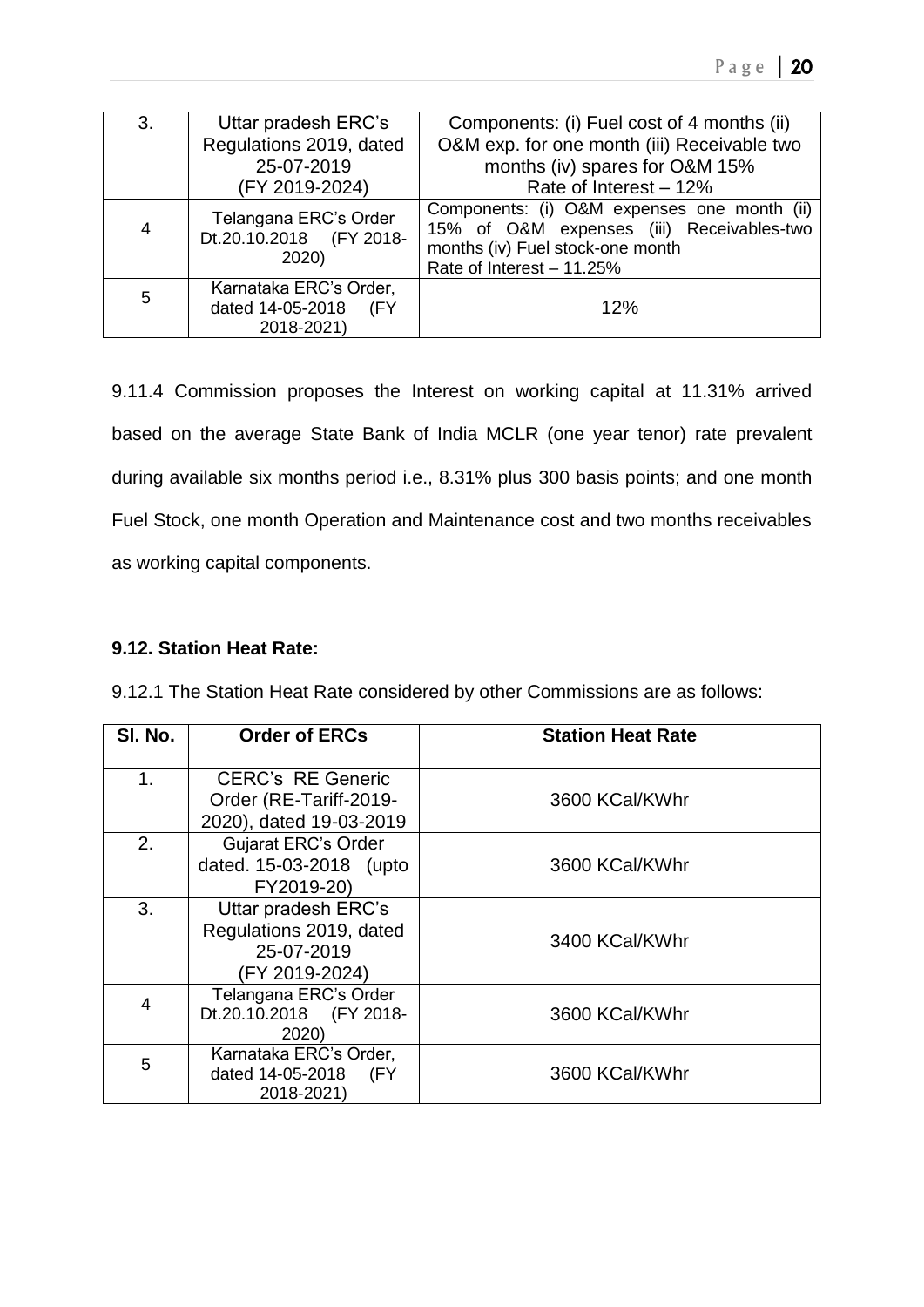| 3. | Uttar pradesh ERC's Regulations 2019, dated 25-07-2019 (FY 2019-2024) | Components: (i) Fuel cost of 4 months (ii) O&M exp. for one month (iii) Receivable two months (iv) spares for O&M 15% Rate of Interest – 12% |
|---|---|---|
| 4 | Telangana ERC's Order Dt.20.10.2018 (FY 2018-2020) | Components: (i) O&M expenses one month (ii) 15% of O&M expenses (iii) Receivables-two months (iv) Fuel stock-one month Rate of Interest – 11.25% |
| 5 | Karnataka ERC's Order, dated 14-05-2018 (FY 2018-2021) | 12% |

9.11.4 Commission proposes the Interest on working capital at 11.31% arrived based on the average State Bank of India MCLR (one year tenor) rate prevalent during available six months period i.e., 8.31% plus 300 basis points; and one month Fuel Stock, one month Operation and Maintenance cost and two months receivables as working capital components.

**9.12. Station Heat Rate:**

9.12.1 The Station Heat Rate considered by other Commissions are as follows:

| Sl. No. | Order of ERCs | Station Heat Rate |
|---|---|---|
| 1. | CERC's RE Generic Order (RE-Tariff-2019-2020), dated 19-03-2019 | 3600 KCal/KWhr |
| 2. | Gujarat ERC's Order dated. 15-03-2018 (upto FY2019-20) | 3600 KCal/KWhr |
| 3. | Uttar pradesh ERC's Regulations 2019, dated 25-07-2019 (FY 2019-2024) | 3400 KCal/KWhr |
| 4 | Telangana ERC's Order Dt.20.10.2018 (FY 2018-2020) | 3600 KCal/KWhr |
| 5 | Karnataka ERC's Order, dated 14-05-2018 (FY 2018-2021) | 3600 KCal/KWhr |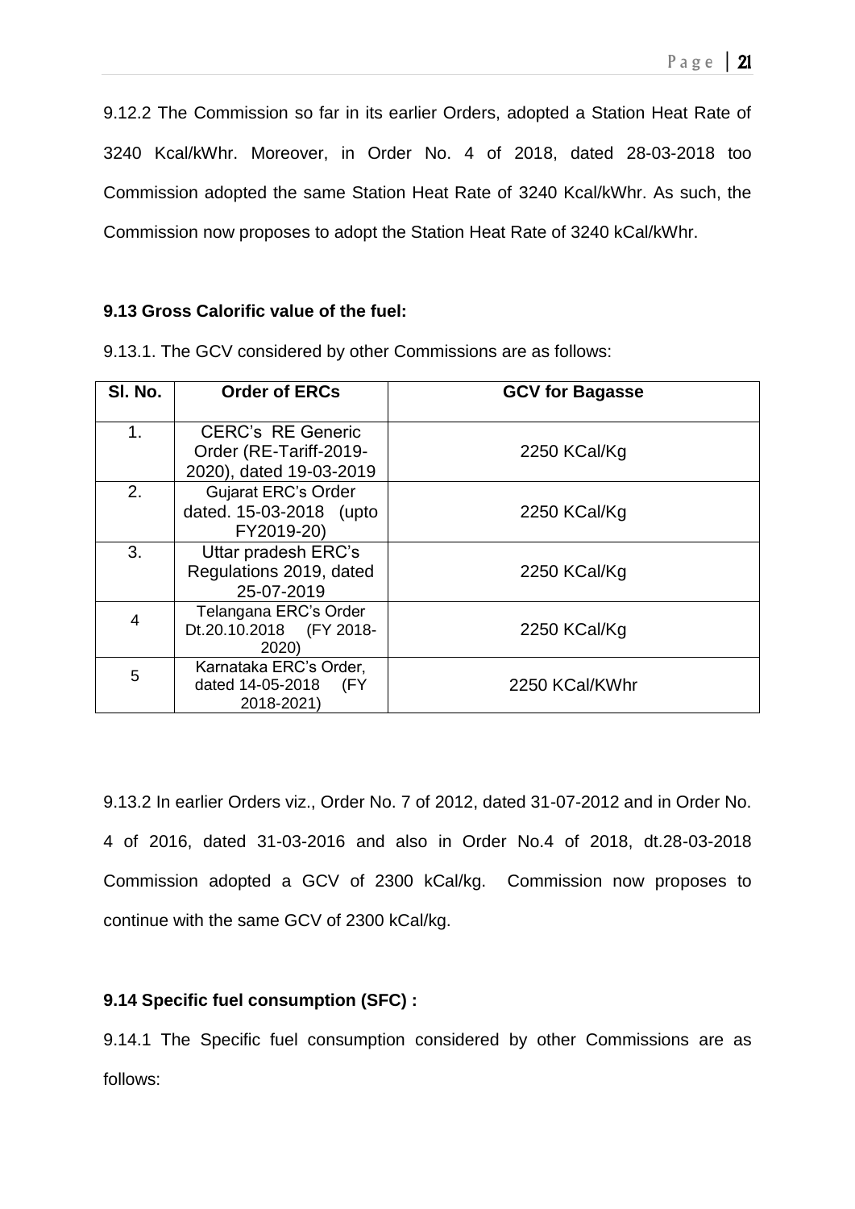9.12.2 The Commission so far in its earlier Orders, adopted a Station Heat Rate of 3240 Kcal/kWhr. Moreover, in Order No. 4 of 2018, dated 28-03-2018 too Commission adopted the same Station Heat Rate of 3240 Kcal/kWhr. As such, the Commission now proposes to adopt the Station Heat Rate of 3240 kCal/kWhr.

**9.13 Gross Calorific value of the fuel:**

9.13.1. The GCV considered by other Commissions are as follows:

| Sl. No. | Order of ERCs | GCV for Bagasse |
|---|---|---|
| 1. | CERC's RE Generic Order (RE-Tariff-2019-2020), dated 19-03-2019 | 2250 KCal/Kg |
| 2. | Gujarat ERC's Order dated. 15-03-2018 (upto FY2019-20) | 2250 KCal/Kg |
| 3. | Uttar pradesh ERC's Regulations 2019, dated 25-07-2019 | 2250 KCal/Kg |
| 4 | Telangana ERC's Order Dt.20.10.2018 (FY 2018-2020) | 2250 KCal/Kg |
| 5 | Karnataka ERC's Order, dated 14-05-2018 (FY 2018-2021) | 2250 KCal/KWhr |

9.13.2 In earlier Orders viz., Order No. 7 of 2012, dated 31-07-2012 and in Order No. 4 of 2016, dated 31-03-2016 and also in Order No.4 of 2018, dt.28-03-2018 Commission adopted a GCV of 2300 kCal/kg. Commission now proposes to continue with the same GCV of 2300 kCal/kg.

**9.14 Specific fuel consumption (SFC) :**

9.14.1 The Specific fuel consumption considered by other Commissions are as follows: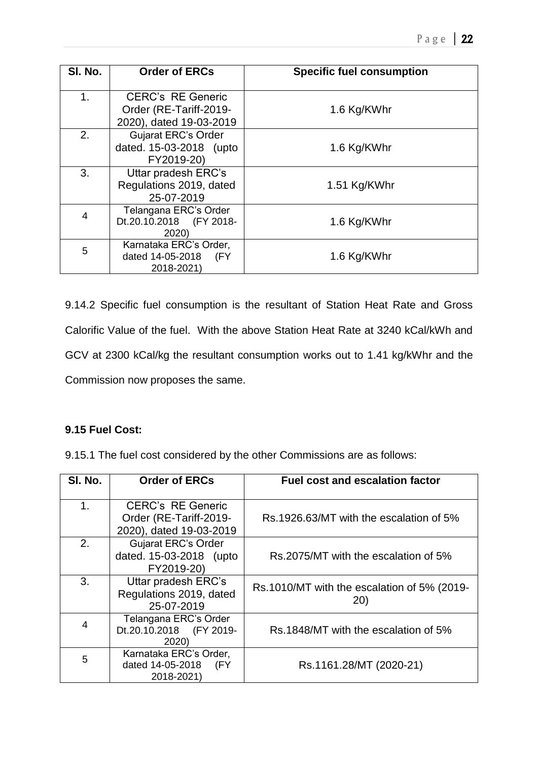| Sl. No. | Order of ERCs | Specific fuel consumption |
|---|---|---|
| 1. | CERC's RE Generic Order (RE-Tariff-2019-2020), dated 19-03-2019 | 1.6 Kg/KWhr |
| 2. | Gujarat ERC's Order dated. 15-03-2018 (upto FY2019-20) | 1.6 Kg/KWhr |
| 3. | Uttar pradesh ERC's Regulations 2019, dated 25-07-2019 | 1.51 Kg/KWhr |
| 4 | Telangana ERC's Order Dt.20.10.2018 (FY 2018-2020) | 1.6 Kg/KWhr |
| 5 | Karnataka ERC's Order, dated 14-05-2018 (FY 2018-2021) | 1.6 Kg/KWhr |

9.14.2 Specific fuel consumption is the resultant of Station Heat Rate and Gross Calorific Value of the fuel. With the above Station Heat Rate at 3240 kCal/kWh and GCV at 2300 kCal/kg the resultant consumption works out to 1.41 kg/kWhr and the Commission now proposes the same.

**9.15 Fuel Cost:**

9.15.1 The fuel cost considered by the other Commissions are as follows:

| Sl. No. | Order of ERCs | Fuel cost and escalation factor |
|---|---|---|
| 1. | CERC's RE Generic Order (RE-Tariff-2019-2020), dated 19-03-2019 | Rs.1926.63/MT with the escalation of 5% |
| 2. | Gujarat ERC's Order dated. 15-03-2018 (upto FY2019-20) | Rs.2075/MT with the escalation of 5% |
| 3. | Uttar pradesh ERC's Regulations 2019, dated 25-07-2019 | Rs.1010/MT with the escalation of 5% (2019-20) |
| 4 | Telangana ERC's Order Dt.20.10.2018 (FY 2019-2020) | Rs.1848/MT with the escalation of 5% |
| 5 | Karnataka ERC's Order, dated 14-05-2018 (FY 2018-2021) | Rs.1161.28/MT (2020-21) |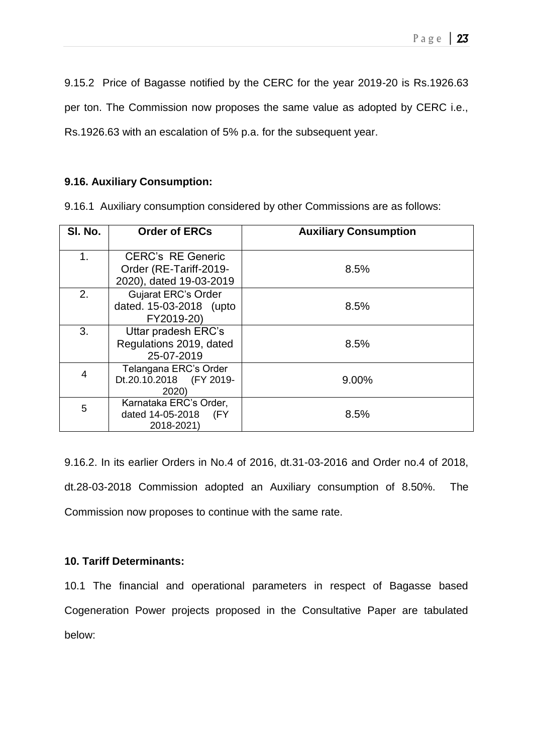9.15.2 Price of Bagasse notified by the CERC for the year 2019-20 is Rs.1926.63 per ton. The Commission now proposes the same value as adopted by CERC i.e., Rs.1926.63 with an escalation of 5% p.a. for the subsequent year.

**9.16. Auxiliary Consumption:**

9.16.1 Auxiliary consumption considered by other Commissions are as follows:

| Sl. No. | Order of ERCs | Auxiliary Consumption |
|---|---|---|
| 1. | CERC's RE Generic Order (RE-Tariff-2019-2020), dated 19-03-2019 | 8.5% |
| 2. | Gujarat ERC's Order dated. 15-03-2018 (upto FY2019-20) | 8.5% |
| 3. | Uttar pradesh ERC's Regulations 2019, dated 25-07-2019 | 8.5% |
| 4 | Telangana ERC's Order Dt.20.10.2018 (FY 2019-2020) | 9.00% |
| 5 | Karnataka ERC's Order, dated 14-05-2018 (FY 2018-2021) | 8.5% |

9.16.2. In its earlier Orders in No.4 of 2016, dt.31-03-2016 and Order no.4 of 2018, dt.28-03-2018 Commission adopted an Auxiliary consumption of 8.50%. The Commission now proposes to continue with the same rate.

**10. Tariff Determinants:**

10.1 The financial and operational parameters in respect of Bagasse based Cogeneration Power projects proposed in the Consultative Paper are tabulated below: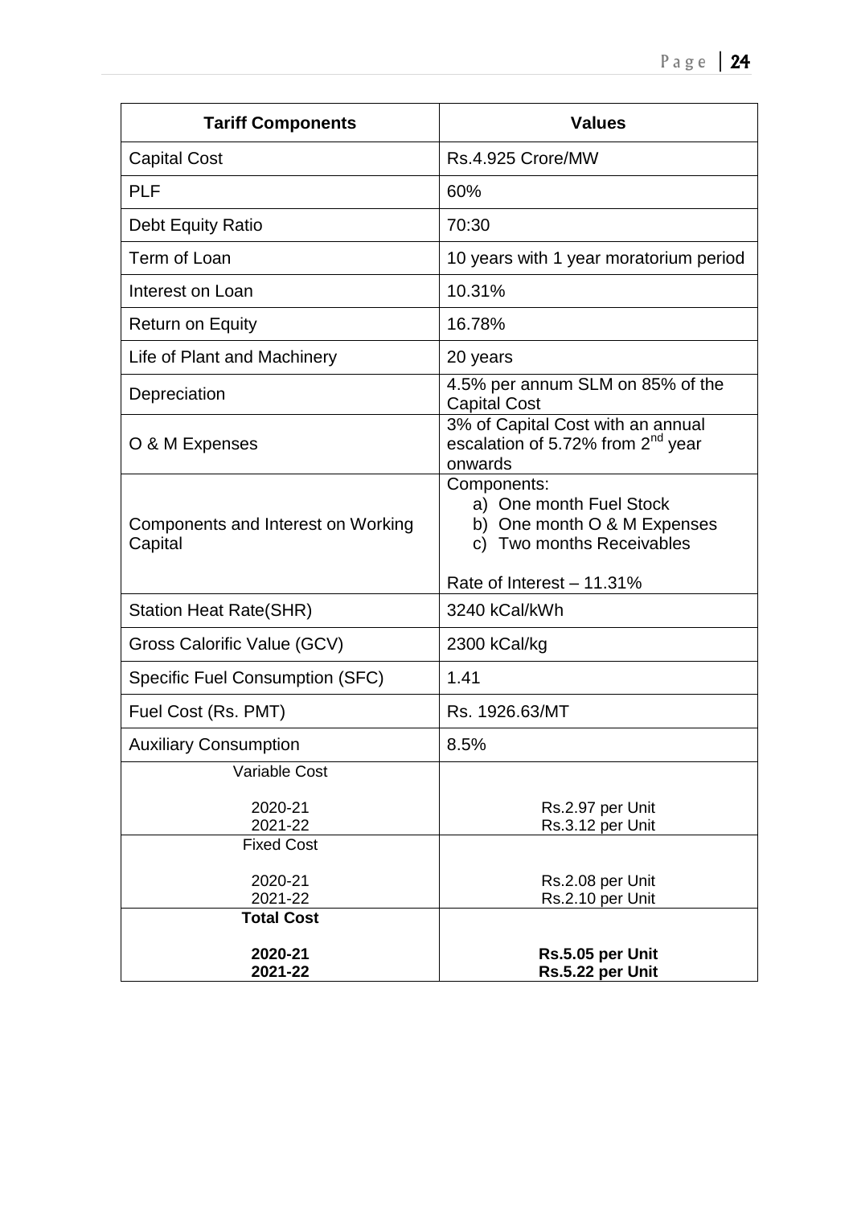| Tariff Components | Values |
|---|---|
| Capital Cost | Rs.4.925 Crore/MW |
| PLF | 60% |
| Debt Equity Ratio | 70:30 |
| Term of Loan | 10 years with 1 year moratorium period |
| Interest on Loan | 10.31% |
| Return on Equity | 16.78% |
| Life of Plant and Machinery | 20 years |
| Depreciation | 4.5% per annum SLM on 85% of the Capital Cost |
| O & M Expenses | 3% of Capital Cost with an annual escalation of 5.72% from 2nd year onwards |
| Components and Interest on Working Capital | Components:<br>a) One month Fuel Stock<br>b) One month O & M Expenses<br>c) Two months Receivables<br><br>Rate of Interest – 11.31% |
| Station Heat Rate(SHR) | 3240 kCal/kWh |
| Gross Calorific Value (GCV) | 2300 kCal/kg |
| Specific Fuel Consumption (SFC) | 1.41 |
| Fuel Cost (Rs. PMT) | Rs. 1926.63/MT |
| Auxiliary Consumption | 8.5% |
| Variable Cost<br><br>2020-21<br>2021-22 | <br><br>Rs.2.97 per Unit<br>Rs.3.12 per Unit |
| Fixed Cost<br><br>2020-21<br>2021-22 | <br><br>Rs.2.08 per Unit<br>Rs.2.10 per Unit |
| **Total Cost**<br><br>**2020-21**<br>**2021-22** | <br><br>**Rs.5.05 per Unit**<br>**Rs.5.22 per Unit** |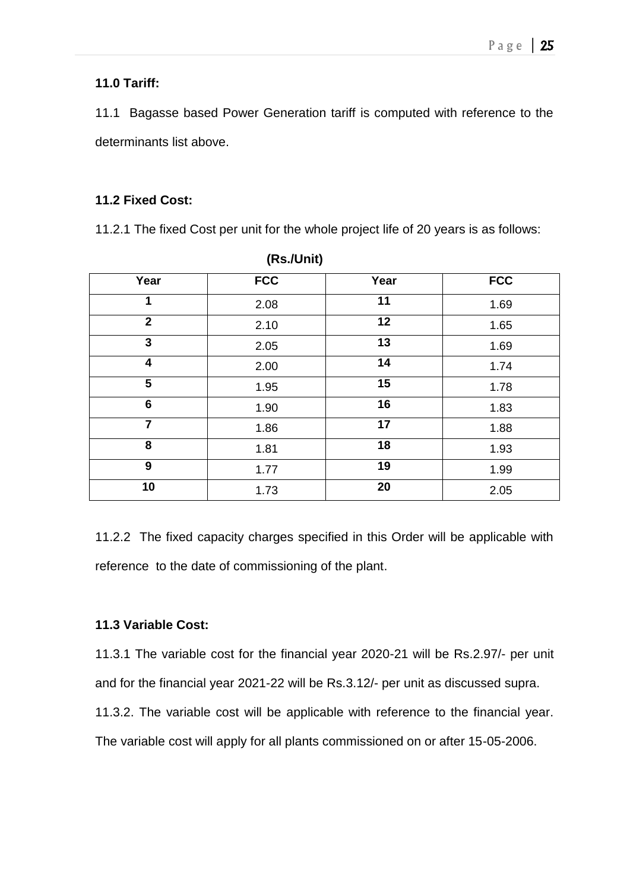### 11.0 Tariff:

11.1 Bagasse based Power Generation tariff is computed with reference to the determinants list above.

### 11.2 Fixed Cost:

11.2.1 The fixed Cost per unit for the whole project life of 20 years is as follows:

**(Rs./Unit)**

| Year | FCC | Year | FCC |
|---|---|---|---|
| 1 | 2.08 | 11 | 1.69 |
| 2 | 2.10 | 12 | 1.65 |
| 3 | 2.05 | 13 | 1.69 |
| 4 | 2.00 | 14 | 1.74 |
| 5 | 1.95 | 15 | 1.78 |
| 6 | 1.90 | 16 | 1.83 |
| 7 | 1.86 | 17 | 1.88 |
| 8 | 1.81 | 18 | 1.93 |
| 9 | 1.77 | 19 | 1.99 |
| 10 | 1.73 | 20 | 2.05 |

11.2.2 The fixed capacity charges specified in this Order will be applicable with reference to the date of commissioning of the plant.

### 11.3 Variable Cost:

11.3.1 The variable cost for the financial year 2020-21 will be Rs.2.97/- per unit and for the financial year 2021-22 will be Rs.3.12/- per unit as discussed supra.

11.3.2. The variable cost will be applicable with reference to the financial year. The variable cost will apply for all plants commissioned on or after 15-05-2006.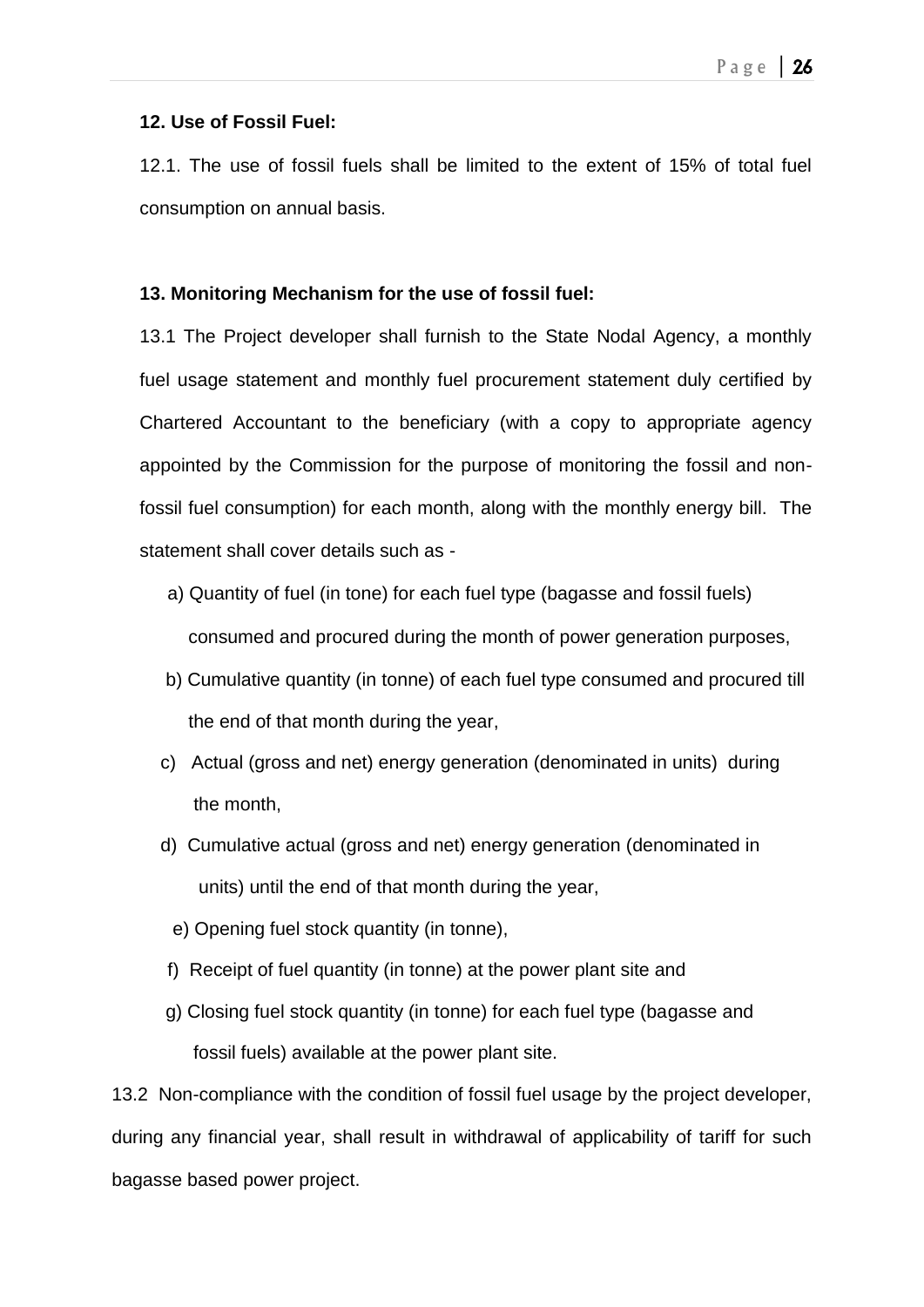**12. Use of Fossil Fuel:**

12.1. The use of fossil fuels shall be limited to the extent of 15% of total fuel consumption on annual basis.

**13. Monitoring Mechanism for the use of fossil fuel:**

13.1 The Project developer shall furnish to the State Nodal Agency, a monthly fuel usage statement and monthly fuel procurement statement duly certified by Chartered Accountant to the beneficiary (with a copy to appropriate agency appointed by the Commission for the purpose of monitoring the fossil and non-fossil fuel consumption) for each month, along with the monthly energy bill. The statement shall cover details such as -

a) Quantity of fuel (in tone) for each fuel type (bagasse and fossil fuels) consumed and procured during the month of power generation purposes,

b) Cumulative quantity (in tonne) of each fuel type consumed and procured till the end of that month during the year,

c) Actual (gross and net) energy generation (denominated in units) during the month,

d) Cumulative actual (gross and net) energy generation (denominated in units) until the end of that month during the year,

e) Opening fuel stock quantity (in tonne),

f) Receipt of fuel quantity (in tonne) at the power plant site and

g) Closing fuel stock quantity (in tonne) for each fuel type (bagasse and fossil fuels) available at the power plant site.

13.2 Non-compliance with the condition of fossil fuel usage by the project developer, during any financial year, shall result in withdrawal of applicability of tariff for such bagasse based power project.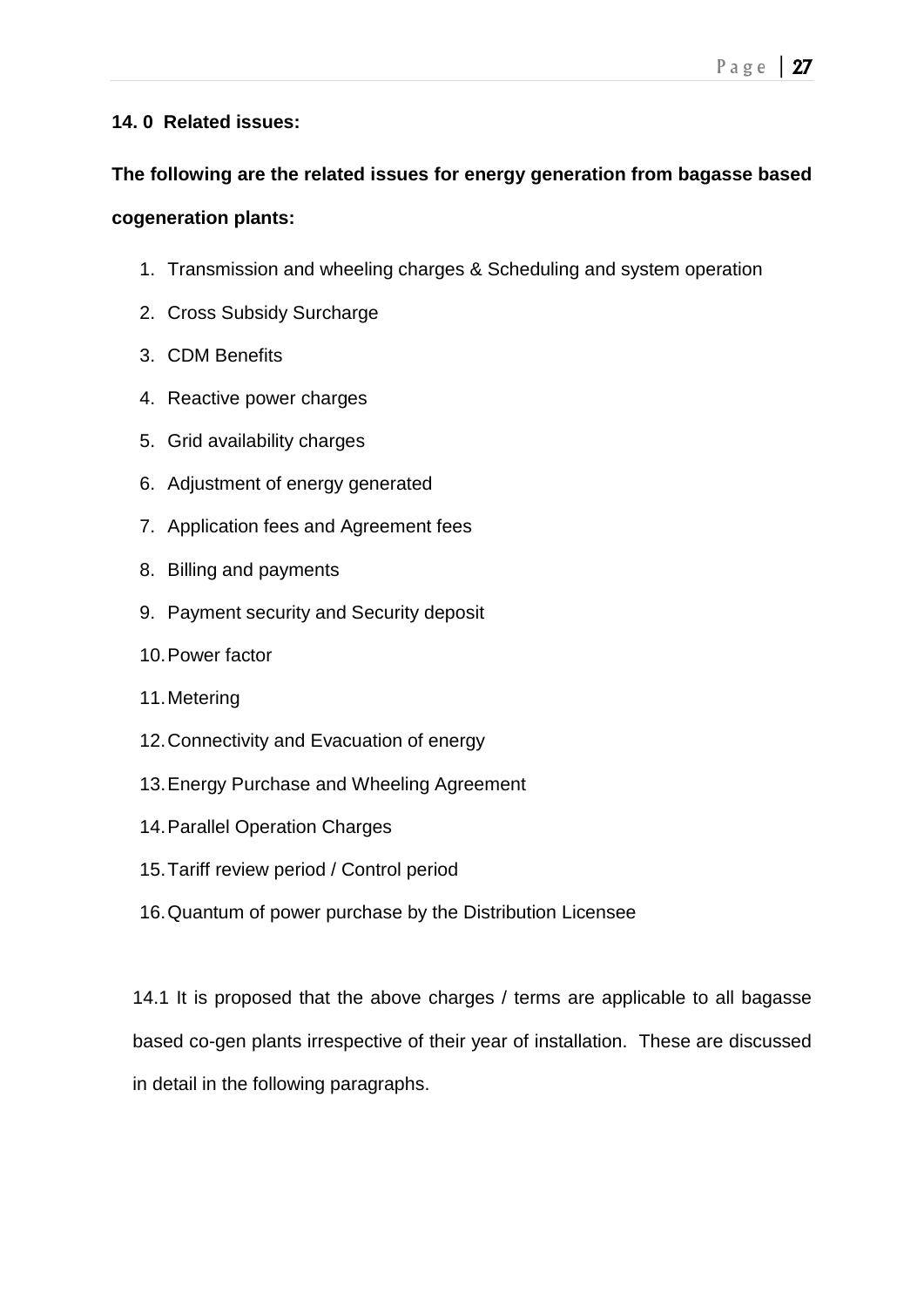**14. 0 Related issues:**

**The following are the related issues for energy generation from bagasse based cogeneration plants:**

1. Transmission and wheeling charges & Scheduling and system operation
2. Cross Subsidy Surcharge
3. CDM Benefits
4. Reactive power charges
5. Grid availability charges
6. Adjustment of energy generated
7. Application fees and Agreement fees
8. Billing and payments
9. Payment security and Security deposit
10. Power factor
11. Metering
12. Connectivity and Evacuation of energy
13. Energy Purchase and Wheeling Agreement
14. Parallel Operation Charges
15. Tariff review period / Control period
16. Quantum of power purchase by the Distribution Licensee

14.1 It is proposed that the above charges / terms are applicable to all bagasse based co-gen plants irrespective of their year of installation. These are discussed in detail in the following paragraphs.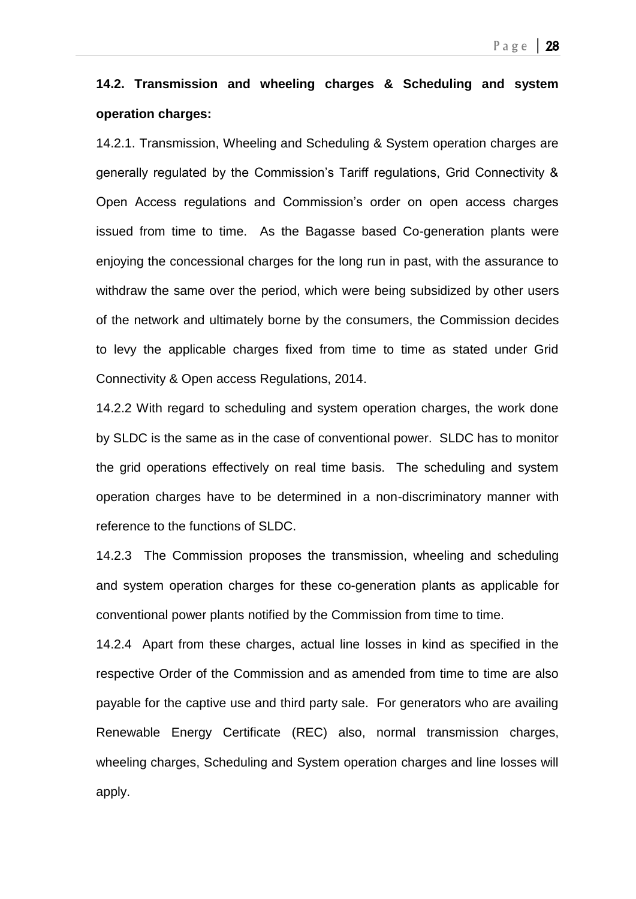**14.2. Transmission and wheeling charges & Scheduling and system operation charges:**

14.2.1. Transmission, Wheeling and Scheduling & System operation charges are generally regulated by the Commission's Tariff regulations, Grid Connectivity & Open Access regulations and Commission's order on open access charges issued from time to time. As the Bagasse based Co-generation plants were enjoying the concessional charges for the long run in past, with the assurance to withdraw the same over the period, which were being subsidized by other users of the network and ultimately borne by the consumers, the Commission decides to levy the applicable charges fixed from time to time as stated under Grid Connectivity & Open access Regulations, 2014.

14.2.2 With regard to scheduling and system operation charges, the work done by SLDC is the same as in the case of conventional power. SLDC has to monitor the grid operations effectively on real time basis. The scheduling and system operation charges have to be determined in a non-discriminatory manner with reference to the functions of SLDC.

14.2.3 The Commission proposes the transmission, wheeling and scheduling and system operation charges for these co-generation plants as applicable for conventional power plants notified by the Commission from time to time.

14.2.4 Apart from these charges, actual line losses in kind as specified in the respective Order of the Commission and as amended from time to time are also payable for the captive use and third party sale. For generators who are availing Renewable Energy Certificate (REC) also, normal transmission charges, wheeling charges, Scheduling and System operation charges and line losses will apply.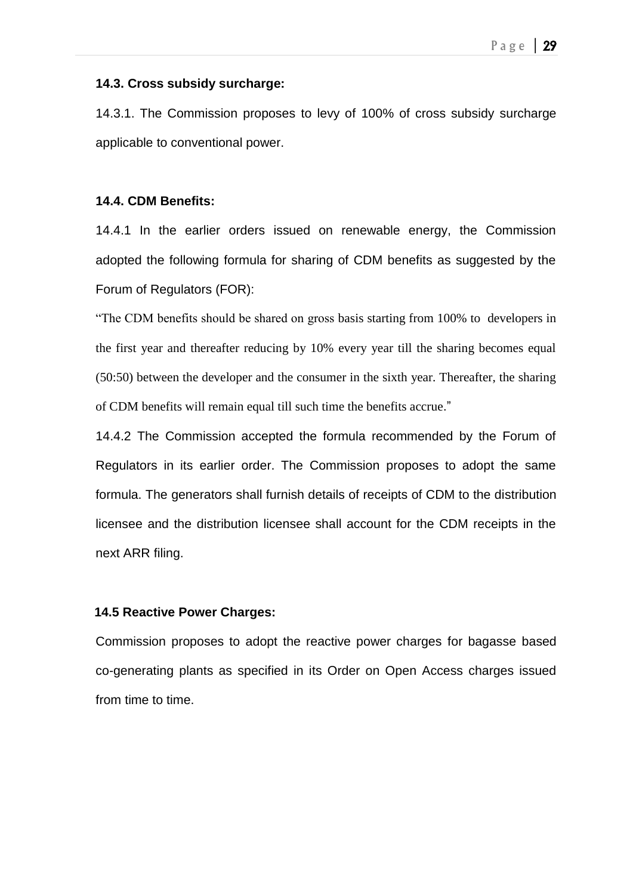### 14.3. Cross subsidy surcharge:

14.3.1. The Commission proposes to levy of 100% of cross subsidy surcharge applicable to conventional power.

### 14.4. CDM Benefits:

14.4.1 In the earlier orders issued on renewable energy, the Commission adopted the following formula for sharing of CDM benefits as suggested by the Forum of Regulators (FOR):

"The CDM benefits should be shared on gross basis starting from 100% to developers in the first year and thereafter reducing by 10% every year till the sharing becomes equal (50:50) between the developer and the consumer in the sixth year. Thereafter, the sharing of CDM benefits will remain equal till such time the benefits accrue."

14.4.2 The Commission accepted the formula recommended by the Forum of Regulators in its earlier order. The Commission proposes to adopt the same formula. The generators shall furnish details of receipts of CDM to the distribution licensee and the distribution licensee shall account for the CDM receipts in the next ARR filing.

### 14.5 Reactive Power Charges:

Commission proposes to adopt the reactive power charges for bagasse based co-generating plants as specified in its Order on Open Access charges issued from time to time.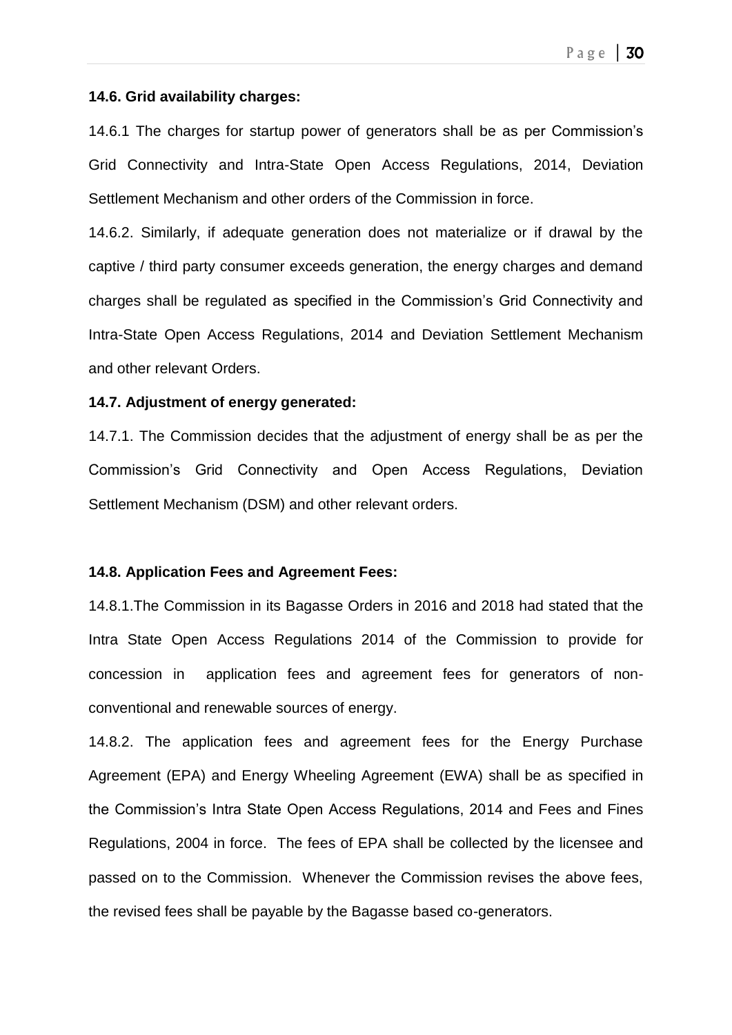**14.6. Grid availability charges:**

14.6.1 The charges for startup power of generators shall be as per Commission's Grid Connectivity and Intra-State Open Access Regulations, 2014, Deviation Settlement Mechanism and other orders of the Commission in force.

14.6.2. Similarly, if adequate generation does not materialize or if drawal by the captive / third party consumer exceeds generation, the energy charges and demand charges shall be regulated as specified in the Commission's Grid Connectivity and Intra-State Open Access Regulations, 2014 and Deviation Settlement Mechanism and other relevant Orders.

**14.7. Adjustment of energy generated:**

14.7.1. The Commission decides that the adjustment of energy shall be as per the Commission's Grid Connectivity and Open Access Regulations, Deviation Settlement Mechanism (DSM) and other relevant orders.

**14.8. Application Fees and Agreement Fees:**

14.8.1.The Commission in its Bagasse Orders in 2016 and 2018 had stated that the Intra State Open Access Regulations 2014 of the Commission to provide for concession in application fees and agreement fees for generators of non-conventional and renewable sources of energy.

14.8.2. The application fees and agreement fees for the Energy Purchase Agreement (EPA) and Energy Wheeling Agreement (EWA) shall be as specified in the Commission's Intra State Open Access Regulations, 2014 and Fees and Fines Regulations, 2004 in force. The fees of EPA shall be collected by the licensee and passed on to the Commission. Whenever the Commission revises the above fees, the revised fees shall be payable by the Bagasse based co-generators.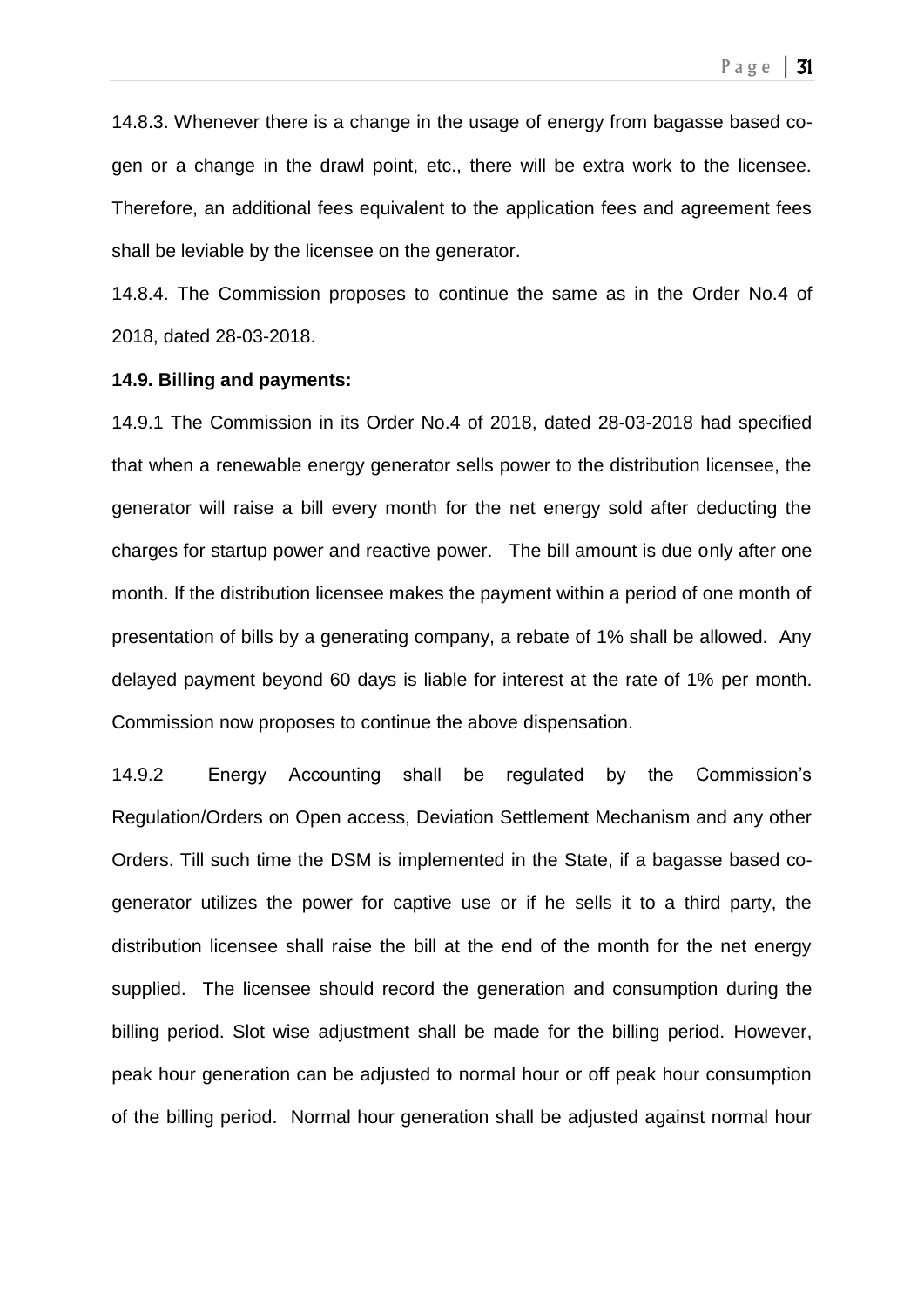14.8.3. Whenever there is a change in the usage of energy from bagasse based co-gen or a change in the drawl point, etc., there will be extra work to the licensee. Therefore, an additional fees equivalent to the application fees and agreement fees shall be leviable by the licensee on the generator.

14.8.4. The Commission proposes to continue the same as in the Order No.4 of 2018, dated 28-03-2018.

**14.9. Billing and payments:**

14.9.1 The Commission in its Order No.4 of 2018, dated 28-03-2018 had specified that when a renewable energy generator sells power to the distribution licensee, the generator will raise a bill every month for the net energy sold after deducting the charges for startup power and reactive power. The bill amount is due only after one month. If the distribution licensee makes the payment within a period of one month of presentation of bills by a generating company, a rebate of 1% shall be allowed. Any delayed payment beyond 60 days is liable for interest at the rate of 1% per month. Commission now proposes to continue the above dispensation.

14.9.2 Energy Accounting shall be regulated by the Commission's Regulation/Orders on Open access, Deviation Settlement Mechanism and any other Orders. Till such time the DSM is implemented in the State, if a bagasse based co-generator utilizes the power for captive use or if he sells it to a third party, the distribution licensee shall raise the bill at the end of the month for the net energy supplied. The licensee should record the generation and consumption during the billing period. Slot wise adjustment shall be made for the billing period. However, peak hour generation can be adjusted to normal hour or off peak hour consumption of the billing period. Normal hour generation shall be adjusted against normal hour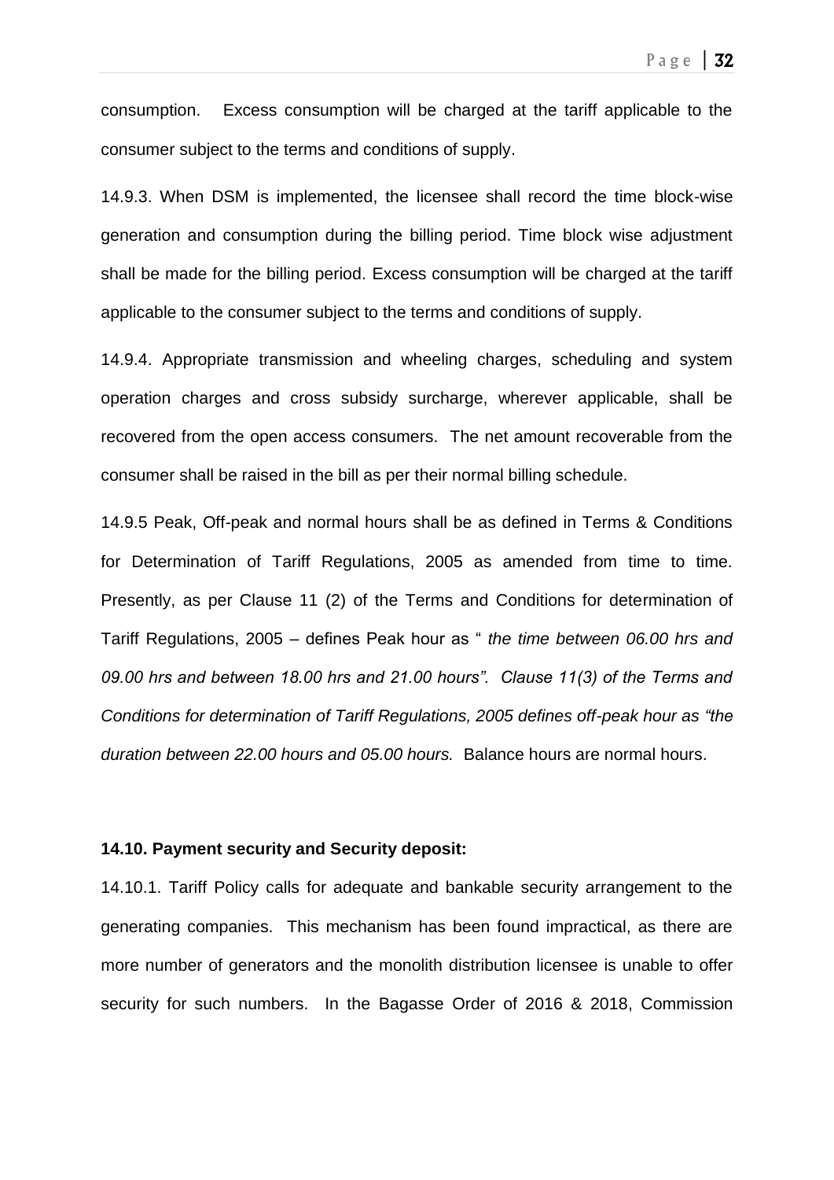consumption. Excess consumption will be charged at the tariff applicable to the consumer subject to the terms and conditions of supply.

14.9.3. When DSM is implemented, the licensee shall record the time block-wise generation and consumption during the billing period. Time block wise adjustment shall be made for the billing period. Excess consumption will be charged at the tariff applicable to the consumer subject to the terms and conditions of supply.

14.9.4. Appropriate transmission and wheeling charges, scheduling and system operation charges and cross subsidy surcharge, wherever applicable, shall be recovered from the open access consumers. The net amount recoverable from the consumer shall be raised in the bill as per their normal billing schedule.

14.9.5 Peak, Off-peak and normal hours shall be as defined in Terms & Conditions for Determination of Tariff Regulations, 2005 as amended from time to time. Presently, as per Clause 11 (2) of the Terms and Conditions for determination of Tariff Regulations, 2005 – defines Peak hour as " *the time between 06.00 hrs and 09.00 hrs and between 18.00 hrs and 21.00 hours". Clause 11(3) of the Terms and Conditions for determination of Tariff Regulations, 2005 defines off-peak hour as "the duration between 22.00 hours and 05.00 hours.* Balance hours are normal hours.

**14.10. Payment security and Security deposit:**

14.10.1. Tariff Policy calls for adequate and bankable security arrangement to the generating companies. This mechanism has been found impractical, as there are more number of generators and the monolith distribution licensee is unable to offer security for such numbers. In the Bagasse Order of 2016 & 2018, Commission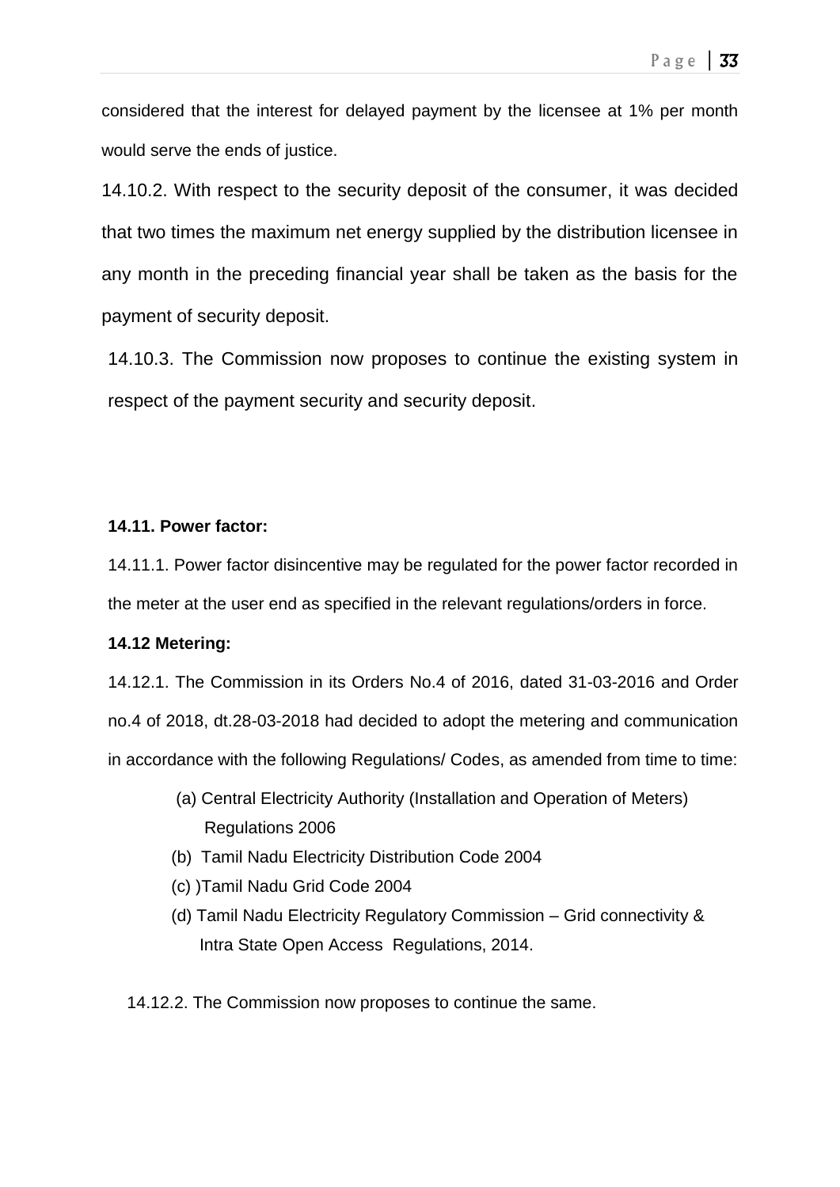considered that the interest for delayed payment by the licensee at 1% per month would serve the ends of justice.

14.10.2. With respect to the security deposit of the consumer, it was decided that two times the maximum net energy supplied by the distribution licensee in any month in the preceding financial year shall be taken as the basis for the payment of security deposit.

14.10.3. The Commission now proposes to continue the existing system in respect of the payment security and security deposit.

**14.11. Power factor:**

14.11.1. Power factor disincentive may be regulated for the power factor recorded in the meter at the user end as specified in the relevant regulations/orders in force.

**14.12 Metering:**

14.12.1. The Commission in its Orders No.4 of 2016, dated 31-03-2016 and Order no.4 of 2018, dt.28-03-2018 had decided to adopt the metering and communication in accordance with the following Regulations/ Codes, as amended from time to time:

(a) Central Electricity Authority (Installation and Operation of Meters) Regulations 2006

(b) Tamil Nadu Electricity Distribution Code 2004

(c) )Tamil Nadu Grid Code 2004

(d) Tamil Nadu Electricity Regulatory Commission – Grid connectivity & Intra State Open Access Regulations, 2014.

14.12.2. The Commission now proposes to continue the same.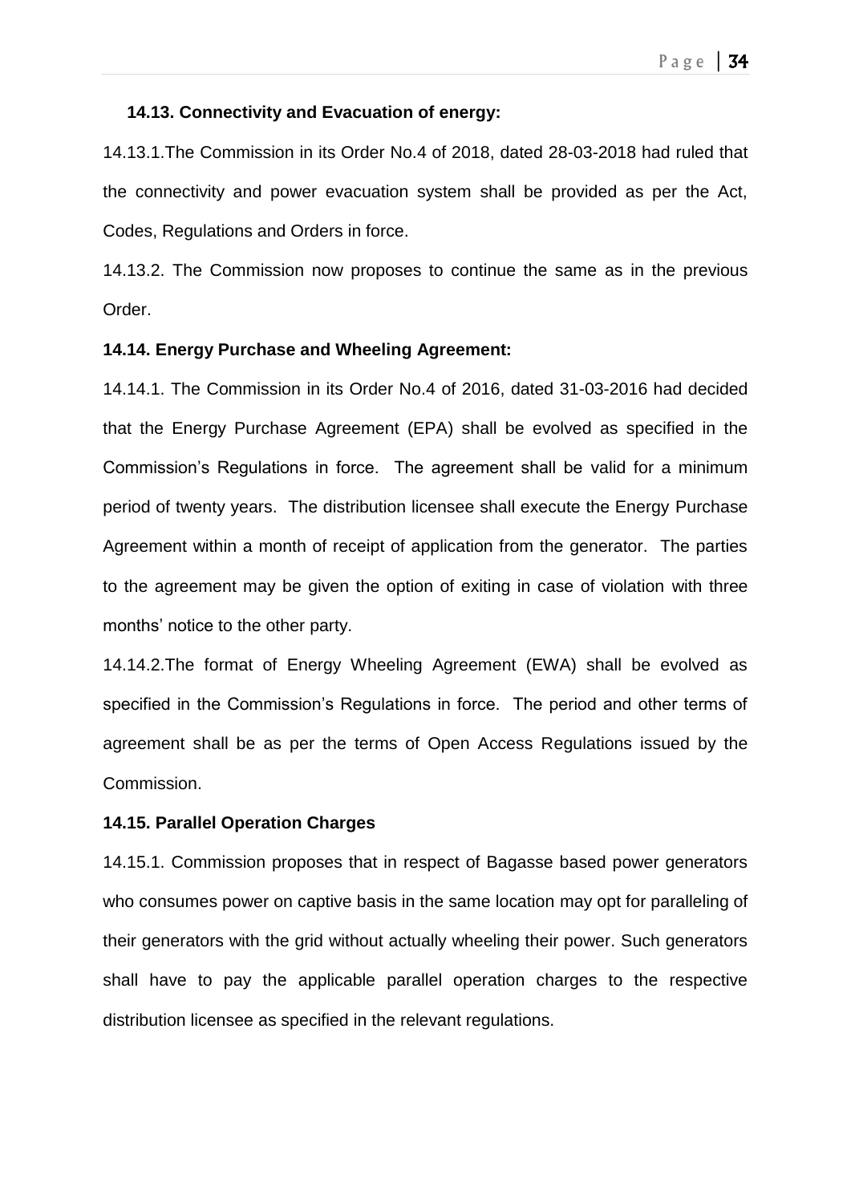**14.13. Connectivity and Evacuation of energy:**

14.13.1.The Commission in its Order No.4 of 2018, dated 28-03-2018 had ruled that the connectivity and power evacuation system shall be provided as per the Act, Codes, Regulations and Orders in force.

14.13.2. The Commission now proposes to continue the same as in the previous Order.

**14.14. Energy Purchase and Wheeling Agreement:**

14.14.1. The Commission in its Order No.4 of 2016, dated 31-03-2016 had decided that the Energy Purchase Agreement (EPA) shall be evolved as specified in the Commission's Regulations in force. The agreement shall be valid for a minimum period of twenty years. The distribution licensee shall execute the Energy Purchase Agreement within a month of receipt of application from the generator. The parties to the agreement may be given the option of exiting in case of violation with three months' notice to the other party.

14.14.2.The format of Energy Wheeling Agreement (EWA) shall be evolved as specified in the Commission's Regulations in force. The period and other terms of agreement shall be as per the terms of Open Access Regulations issued by the Commission.

**14.15. Parallel Operation Charges**

14.15.1. Commission proposes that in respect of Bagasse based power generators who consumes power on captive basis in the same location may opt for paralleling of their generators with the grid without actually wheeling their power. Such generators shall have to pay the applicable parallel operation charges to the respective distribution licensee as specified in the relevant regulations.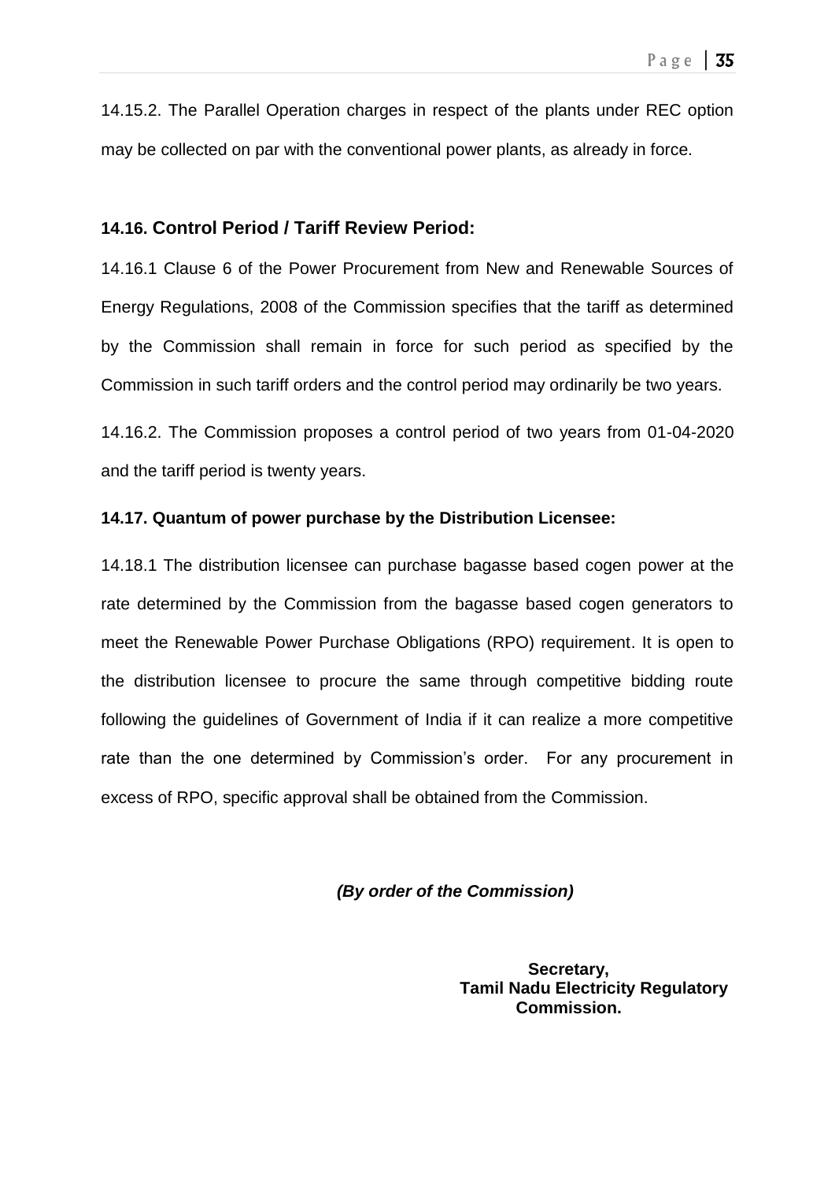14.15.2. The Parallel Operation charges in respect of the plants under REC option may be collected on par with the conventional power plants, as already in force.

### 14.16. Control Period / Tariff Review Period:

14.16.1 Clause 6 of the Power Procurement from New and Renewable Sources of Energy Regulations, 2008 of the Commission specifies that the tariff as determined by the Commission shall remain in force for such period as specified by the Commission in such tariff orders and the control period may ordinarily be two years.

14.16.2. The Commission proposes a control period of two years from 01-04-2020 and the tariff period is twenty years.

### 14.17. Quantum of power purchase by the Distribution Licensee:

14.18.1 The distribution licensee can purchase bagasse based cogen power at the rate determined by the Commission from the bagasse based cogen generators to meet the Renewable Power Purchase Obligations (RPO) requirement. It is open to the distribution licensee to procure the same through competitive bidding route following the guidelines of Government of India if it can realize a more competitive rate than the one determined by Commission's order. For any procurement in excess of RPO, specific approval shall be obtained from the Commission.

***(By order of the Commission)***

**Secretary,**
**Tamil Nadu Electricity Regulatory Commission.**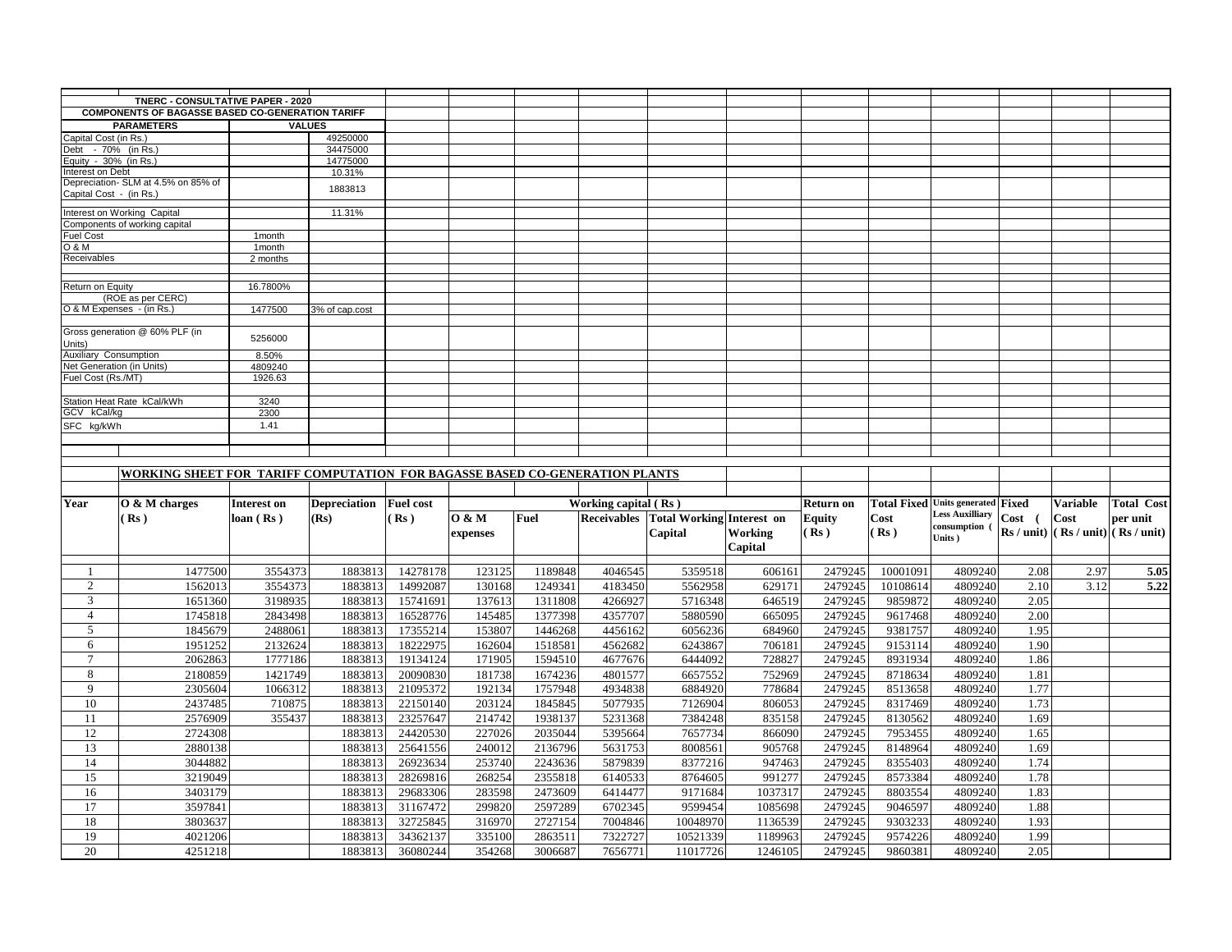**TNERC - CONSULTATIVE PAPER - 2020**

**COMPONENTS OF BAGASSE BASED CO-GENERATION TARIFF**

| PARAMETERS | VALUES | |
|---|---|---|
| Capital Cost (in Rs.) | | 49250000 |
| Debt - 70% (in Rs.) | | 34475000 |
| Equity - 30% (in Rs.) | | 14775000 |
| Interest on Debt | | 10.31% |
| Depreciation- SLM at 4.5% on 85% of Capital Cost - (in Rs.) | | 1883813 |
| Interest on Working Capital | | 11.31% |
| Components of working capital | | |
| Fuel Cost | 1month | |
| O & M | 1month | |
| Receivables | 2 months | |
| Return on Equity (ROE as per CERC) | 16.7800% | |
| O & M Expenses - (in Rs.) | 1477500 | 3% of cap.cost |
| Gross generation @ 60% PLF (in Units) | 5256000 | |
| Auxiliary Consumption | 8.50% | |
| Net Generation (in Units) | 4809240 | |
| Fuel Cost (Rs./MT) | 1926.63 | |
| Station Heat Rate kCal/kWh | 3240 | |
| GCV kCal/kg | 2300 | |
| SFC kg/kWh | 1.41 | |

**WORKING SHEET FOR TARIFF COMPUTATION FOR BAGASSE BASED CO-GENERATION PLANTS**

| Year | O & M charges ( Rs ) | Interest on loan ( Rs ) | Depreciation (Rs) | Fuel cost ( Rs ) | Working capital ( Rs ) | | | | | Return on Equity ( Rs ) | Total Fixed Cost ( Rs ) | Units generated Less Auxilliary consumption ( Units ) | Fixed Cost ( Rs / unit) | Variable Cost ( Rs / unit) | Total Cost per unit ( Rs / unit) |
|---|---|---|---|---|---|---|---|---|---|---|---|---|---|---|---|
| | | | | | O & M expenses | Fuel | Receivables | Total Working Capital | Interest on Working Capital | | | | | | |
| 1 | 1477500 | 3554373 | 1883813 | 14278178 | 123125 | 1189848 | 4046545 | 5359518 | 606161 | 2479245 | 10001091 | 4809240 | 2.08 | 2.97 | 5.05 |
| 2 | 1562013 | 3554373 | 1883813 | 14992087 | 130168 | 1249341 | 4183450 | 5562958 | 629171 | 2479245 | 10108614 | 4809240 | 2.10 | 3.12 | 5.22 |
| 3 | 1651360 | 3198935 | 1883813 | 15741691 | 137613 | 1311808 | 4266927 | 5716348 | 646519 | 2479245 | 9859872 | 4809240 | 2.05 | | |
| 4 | 1745818 | 2843498 | 1883813 | 16528776 | 145485 | 1377398 | 4357707 | 5880590 | 665095 | 2479245 | 9617468 | 4809240 | 2.00 | | |
| 5 | 1845679 | 2488061 | 1883813 | 17355214 | 153807 | 1446268 | 4456162 | 6056236 | 684960 | 2479245 | 9381757 | 4809240 | 1.95 | | |
| 6 | 1951252 | 2132624 | 1883813 | 18222975 | 162604 | 1518581 | 4562682 | 6243867 | 706181 | 2479245 | 9153114 | 4809240 | 1.90 | | |
| 7 | 2062863 | 1777186 | 1883813 | 19134124 | 171905 | 1594510 | 4677676 | 6444092 | 728827 | 2479245 | 8931934 | 4809240 | 1.86 | | |
| 8 | 2180859 | 1421749 | 1883813 | 20090830 | 181738 | 1674236 | 4801577 | 6657552 | 752969 | 2479245 | 8718634 | 4809240 | 1.81 | | |
| 9 | 2305604 | 1066312 | 1883813 | 21095372 | 192134 | 1757948 | 4934838 | 6884920 | 778684 | 2479245 | 8513658 | 4809240 | 1.77 | | |
| 10 | 2437485 | 710875 | 1883813 | 22150140 | 203124 | 1845845 | 5077935 | 7126904 | 806053 | 2479245 | 8317469 | 4809240 | 1.73 | | |
| 11 | 2576909 | 355437 | 1883813 | 23257647 | 214742 | 1938137 | 5231368 | 7384248 | 835158 | 2479245 | 8130562 | 4809240 | 1.69 | | |
| 12 | 2724308 | | 1883813 | 24420530 | 227026 | 2035044 | 5395664 | 7657734 | 866090 | 2479245 | 7953455 | 4809240 | 1.65 | | |
| 13 | 2880138 | | 1883813 | 25641556 | 240012 | 2136796 | 5631753 | 8008561 | 905768 | 2479245 | 8148964 | 4809240 | 1.69 | | |
| 14 | 3044882 | | 1883813 | 26923634 | 253740 | 2243636 | 5879839 | 8377216 | 947463 | 2479245 | 8355403 | 4809240 | 1.74 | | |
| 15 | 3219049 | | 1883813 | 28269816 | 268254 | 2355818 | 6140533 | 8764605 | 991277 | 2479245 | 8573384 | 4809240 | 1.78 | | |
| 16 | 3403179 | | 1883813 | 29683306 | 283598 | 2473609 | 6414477 | 9171684 | 1037317 | 2479245 | 8803554 | 4809240 | 1.83 | | |
| 17 | 3597841 | | 1883813 | 31167472 | 299820 | 2597289 | 6702345 | 9599454 | 1085698 | 2479245 | 9046597 | 4809240 | 1.88 | | |
| 18 | 3803637 | | 1883813 | 32725845 | 316970 | 2727154 | 7004846 | 10048970 | 1136539 | 2479245 | 9303233 | 4809240 | 1.93 | | |
| 19 | 4021206 | | 1883813 | 34362137 | 335100 | 2863511 | 7322727 | 10521339 | 1189963 | 2479245 | 9574226 | 4809240 | 1.99 | | |
| 20 | 4251218 | | 1883813 | 36080244 | 354268 | 3006687 | 7656771 | 11017726 | 1246105 | 2479245 | 9860381 | 4809240 | 2.05 | | |